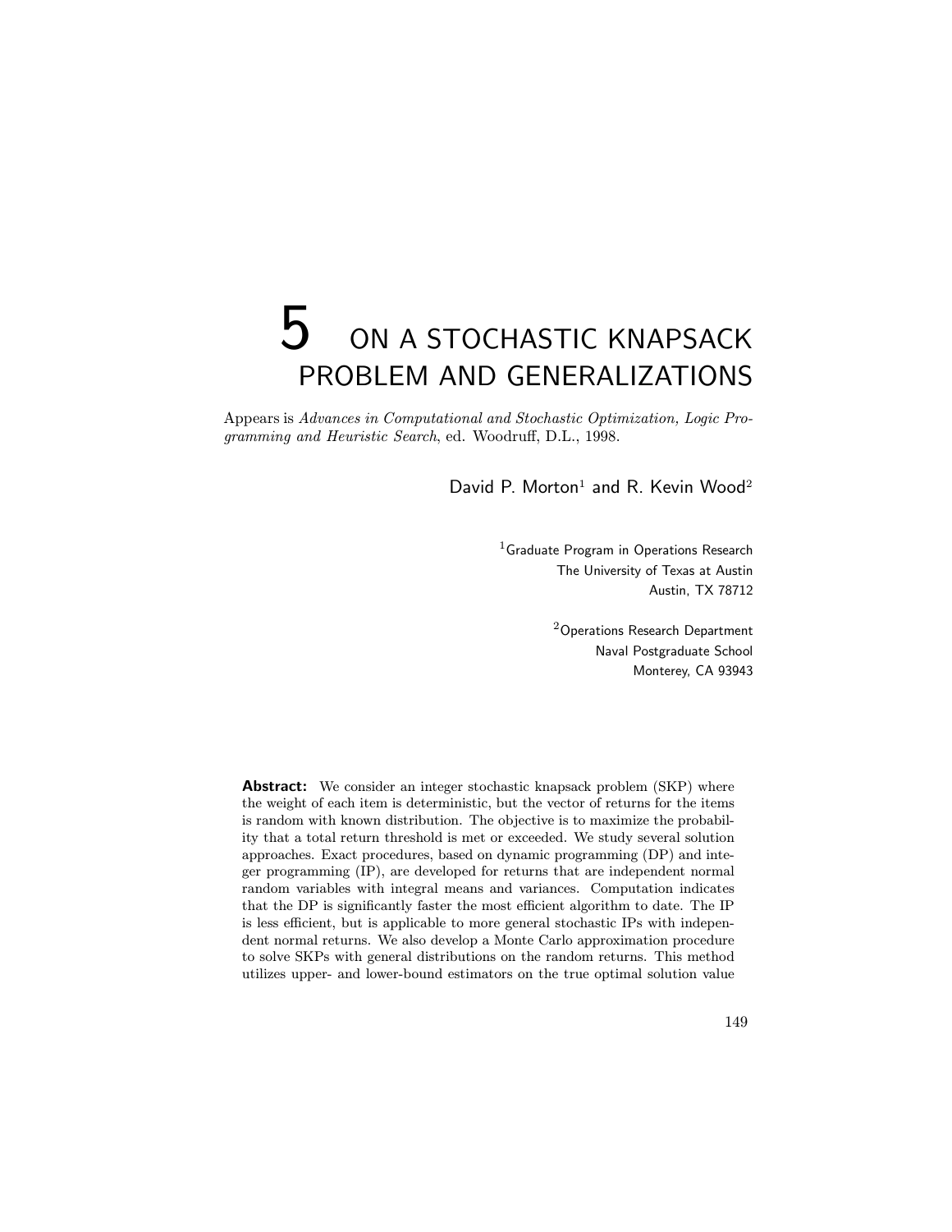# 5 ON A STOCHASTIC KNAPSACK PROBLEM AND GENERALIZATIONS

Appears is *Advances in Computational and Stochastic Optimization, Logic Programming and Heuristic Search*, ed. Woodruff, D.L., 1998.

David P. Morton[1] and R. Kevin Wood[2]

[1]Graduate Program in Operations Research
The University of Texas at Austin
Austin, TX 78712

[2]Operations Research Department
Naval Postgraduate School
Monterey, CA 93943

**Abstract:** We consider an integer stochastic knapsack problem (SKP) where the weight of each item is deterministic, but the vector of returns for the items is random with known distribution. The objective is to maximize the probability that a total return threshold is met or exceeded. We study several solution approaches. Exact procedures, based on dynamic programming (DP) and integer programming (IP), are developed for returns that are independent normal random variables with integral means and variances. Computation indicates that the DP is significantly faster the most efficient algorithm to date. The IP is less efficient, but is applicable to more general stochastic IPs with independent normal returns. We also develop a Monte Carlo approximation procedure to solve SKPs with general distributions on the random returns. This method utilizes upper- and lower-bound estimators on the true optimal solution value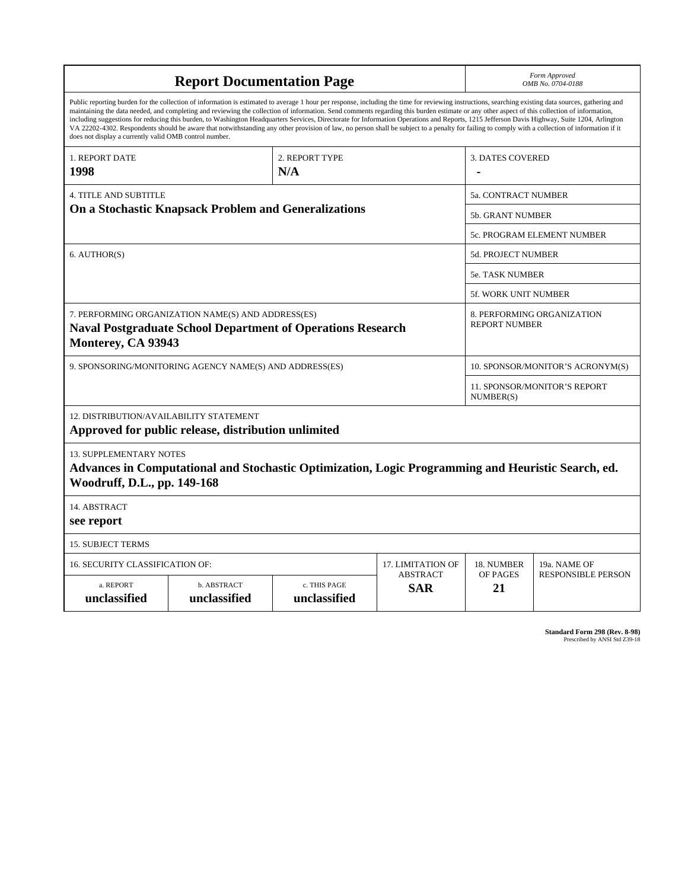# Report Documentation Page

*Form Approved*
*OMB No. 0704-0188*

Public reporting burden for the collection of information is estimated to average 1 hour per response, including the time for reviewing instructions, searching existing data sources, gathering and maintaining the data needed, and completing and reviewing the collection of information. Send comments regarding this burden estimate or any other aspect of this collection of information, including suggestions for reducing this burden, to Washington Headquarters Services, Directorate for Information Operations and Reports, 1215 Jefferson Davis Highway, Suite 1204, Arlington VA 22202-4302. Respondents should be aware that notwithstanding any other provision of law, no person shall be subject to a penalty for failing to comply with a collection of information if it does not display a currently valid OMB control number.

| 1. REPORT DATE | 2. REPORT TYPE | 3. DATES COVERED |
|---|---|---|
| **1998** | **N/A** | **-** |

| 4. TITLE AND SUBTITLE | 5a. CONTRACT NUMBER |
|---|---|
| **On a Stochastic Knapsack Problem and Generalizations** | 5b. GRANT NUMBER |
| | 5c. PROGRAM ELEMENT NUMBER |

| 6. AUTHOR(S) | 5d. PROJECT NUMBER |
|---|---|
| | 5e. TASK NUMBER |
| | 5f. WORK UNIT NUMBER |

| 7. PERFORMING ORGANIZATION NAME(S) AND ADDRESS(ES) | 8. PERFORMING ORGANIZATION REPORT NUMBER |
|---|---|
| **Naval Postgraduate School Department of Operations Research Monterey, CA 93943** | |

| 9. SPONSORING/MONITORING AGENCY NAME(S) AND ADDRESS(ES) | 10. SPONSOR/MONITOR'S ACRONYM(S) |
|---|---|
| | 11. SPONSOR/MONITOR'S REPORT NUMBER(S) |

12. DISTRIBUTION/AVAILABILITY STATEMENT
**Approved for public release, distribution unlimited**

13. SUPPLEMENTARY NOTES
**Advances in Computational and Stochastic Optimization, Logic Programming and Heuristic Search, ed. Woodruff, D.L., pp. 149-168**

14. ABSTRACT
**see report**

15. SUBJECT TERMS

| 16. SECURITY CLASSIFICATION OF: | | | 17. LIMITATION OF ABSTRACT | 18. NUMBER OF PAGES | 19a. NAME OF RESPONSIBLE PERSON |
|---|---|---|---|---|---|
| a. REPORT | b. ABSTRACT | c. THIS PAGE | | | |
| **unclassified** | **unclassified** | **unclassified** | **SAR** | **21** | |

**Standard Form 298 (Rev. 8-98)**
Prescribed by ANSI Std Z39-18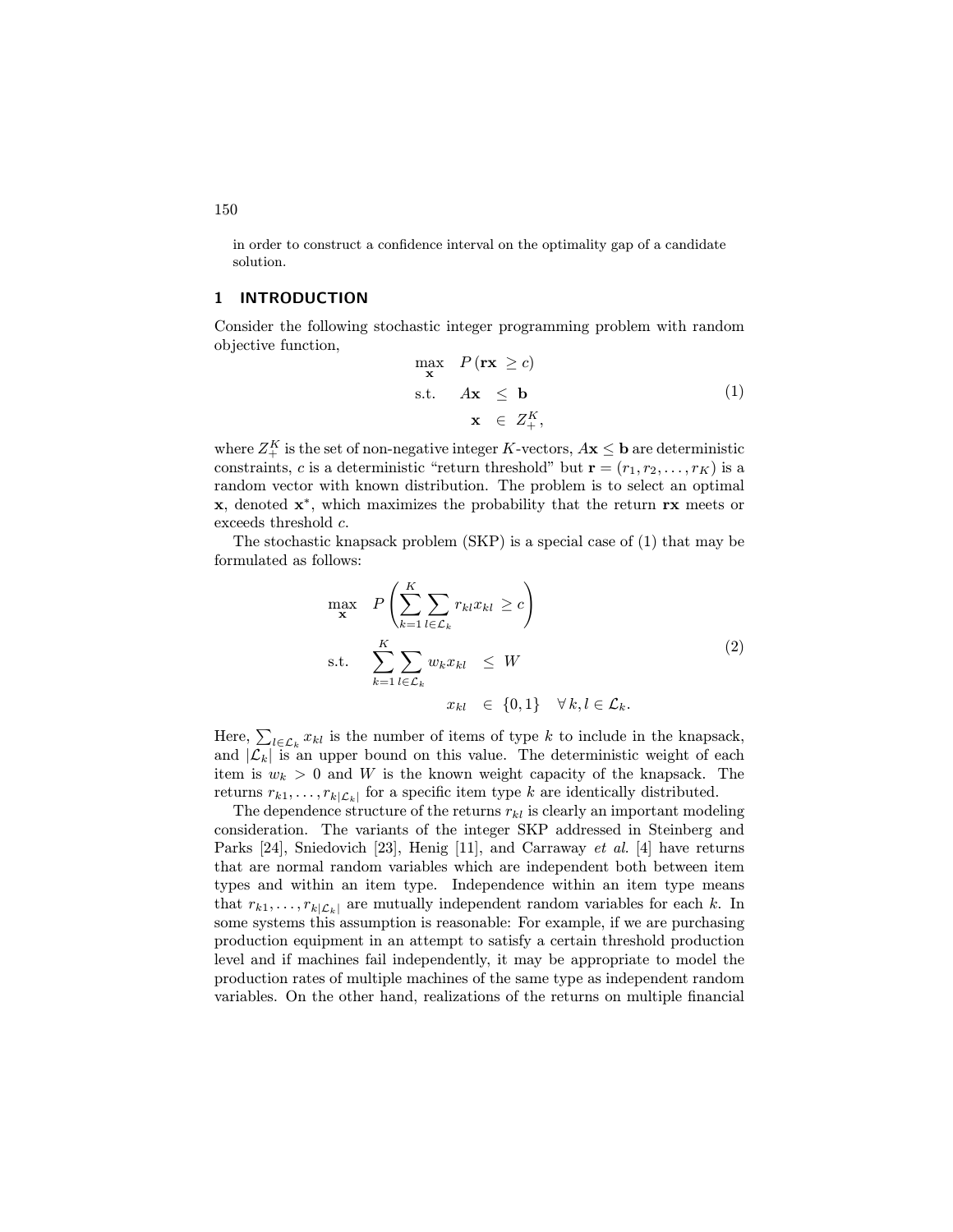in order to construct a confidence interval on the optimality gap of a candidate solution.

## 1 INTRODUCTION

Consider the following stochastic integer programming problem with random objective function,

$$
\begin{aligned}
\max_{\mathbf{x}} \quad & P(\mathbf{rx} \geq c) \\
\text{s.t.} \quad & A\mathbf{x} \leq \mathbf{b} \\
& \mathbf{x} \in Z_+^K,
\end{aligned}
\tag{1}
$$

where $Z_+^K$ is the set of non-negative integer $K$-vectors, $A\mathbf{x} \leq \mathbf{b}$ are deterministic constraints, $c$ is a deterministic "return threshold" but $\mathbf{r} = (r_1, r_2, \ldots, r_K)$ is a random vector with known distribution. The problem is to select an optimal $\mathbf{x}$, denoted $\mathbf{x}^*$, which maximizes the probability that the return $\mathbf{rx}$ meets or exceeds threshold $c$.

The stochastic knapsack problem (SKP) is a special case of (1) that may be formulated as follows:

$$
\begin{aligned}
\max_{\mathbf{x}} \quad & P\left(\sum_{k=1}^{K} \sum_{l \in \mathcal{L}_k} r_{kl} x_{kl} \geq c\right) \\
\text{s.t.} \quad & \sum_{k=1}^{K} \sum_{l \in \mathcal{L}_k} w_k x_{kl} \leq W \\
& x_{kl} \in \{0, 1\} \quad \forall\, k, l \in \mathcal{L}_k.
\end{aligned}
\tag{2}
$$

Here, $\sum_{l \in \mathcal{L}_k} x_{kl}$ is the number of items of type $k$ to include in the knapsack, and $|\mathcal{L}_k|$ is an upper bound on this value. The deterministic weight of each item is $w_k > 0$ and $W$ is the known weight capacity of the knapsack. The returns $r_{k1}, \ldots, r_{k|\mathcal{L}_k|}$ for a specific item type $k$ are identically distributed.

The dependence structure of the returns $r_{kl}$ is clearly an important modeling consideration. The variants of the integer SKP addressed in Steinberg and Parks [24], Sniedovich [23], Henig [11], and Carraway *et al.* [4] have returns that are normal random variables which are independent both between item types and within an item type. Independence within an item type means that $r_{k1}, \ldots, r_{k|\mathcal{L}_k|}$ are mutually independent random variables for each $k$. In some systems this assumption is reasonable: For example, if we are purchasing production equipment in an attempt to satisfy a certain threshold production level and if machines fail independently, it may be appropriate to model the production rates of multiple machines of the same type as independent random variables. On the other hand, realizations of the returns on multiple financial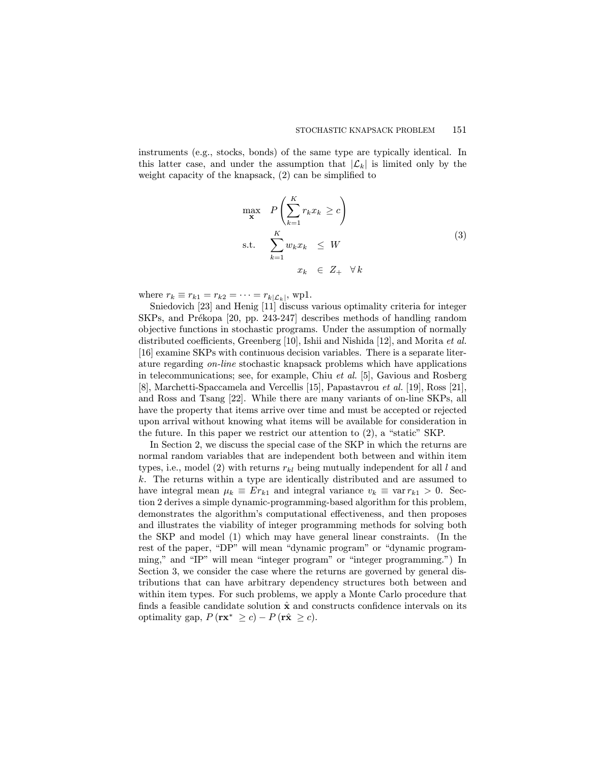instruments (e.g., stocks, bonds) of the same type are typically identical. In this latter case, and under the assumption that $|\mathcal{L}_k|$ is limited only by the weight capacity of the knapsack, (2) can be simplified to

$$
\begin{aligned}
\max_{\mathbf{x}} \quad & P\left(\sum_{k=1}^{K} r_k x_k \geq c\right) \\
\text{s.t.} \quad & \sum_{k=1}^{K} w_k x_k \leq W \\
& x_k \in Z_+ \quad \forall\, k
\end{aligned}
\tag{3}
$$

where $r_k \equiv r_{k1} = r_{k2} = \cdots = r_{k|\mathcal{L}_k|}$, wp1.

Sniedovich [23] and Henig [11] discuss various optimality criteria for integer SKPs, and Prékopa [20, pp. 243-247] describes methods of handling random objective functions in stochastic programs. Under the assumption of normally distributed coefficients, Greenberg [10], Ishii and Nishida [12], and Morita *et al.* [16] examine SKPs with continuous decision variables. There is a separate literature regarding *on-line* stochastic knapsack problems which have applications in telecommunications; see, for example, Chiu *et al.* [5], Gavious and Rosberg [8], Marchetti-Spaccamela and Vercellis [15], Papastavrou *et al.* [19], Ross [21], and Ross and Tsang [22]. While there are many variants of on-line SKPs, all have the property that items arrive over time and must be accepted or rejected upon arrival without knowing what items will be available for consideration in the future. In this paper we restrict our attention to (2), a "static" SKP.

In Section 2, we discuss the special case of the SKP in which the returns are normal random variables that are independent both between and within item types, i.e., model (2) with returns $r_{kl}$ being mutually independent for all $l$ and $k$. The returns within a type are identically distributed and are assumed to have integral mean $\mu_k \equiv E r_{k1}$ and integral variance $v_k \equiv \operatorname{var} r_{k1} > 0$. Section 2 derives a simple dynamic-programming-based algorithm for this problem, demonstrates the algorithm's computational effectiveness, and then proposes and illustrates the viability of integer programming methods for solving both the SKP and model (1) which may have general linear constraints. (In the rest of the paper, "DP" will mean "dynamic program" or "dynamic programming," and "IP" will mean "integer program" or "integer programming.") In Section 3, we consider the case where the returns are governed by general distributions that can have arbitrary dependency structures both between and within item types. For such problems, we apply a Monte Carlo procedure that finds a feasible candidate solution $\hat{\mathbf{x}}$ and constructs confidence intervals on its optimality gap, $P(\mathbf{r}\mathbf{x}^* \geq c) - P(\mathbf{r}\hat{\mathbf{x}} \geq c)$.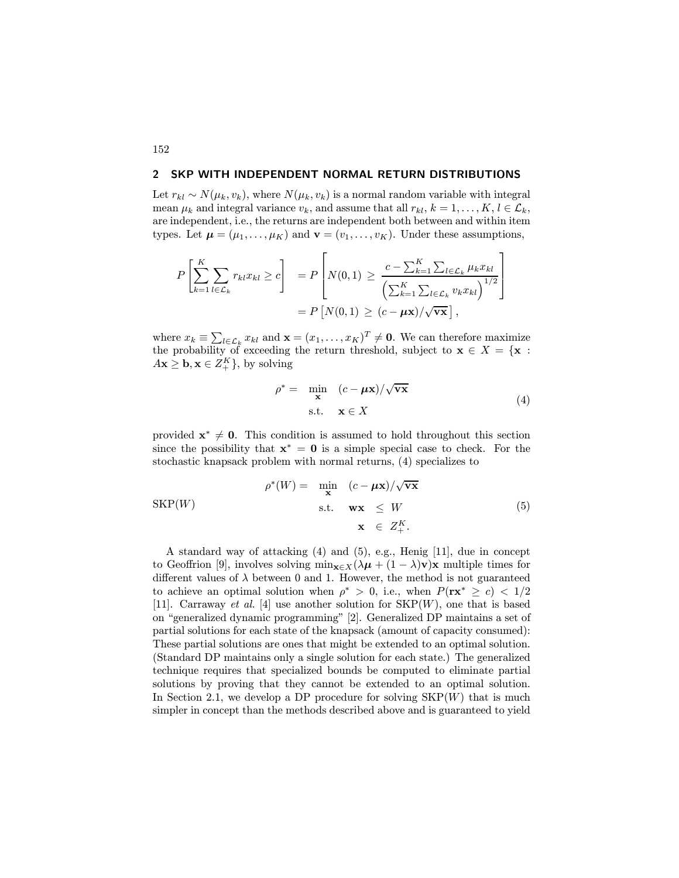## 2 SKP WITH INDEPENDENT NORMAL RETURN DISTRIBUTIONS

Let $r_{kl} \sim N(\mu_k, v_k)$, where $N(\mu_k, v_k)$ is a normal random variable with integral mean $\mu_k$ and integral variance $v_k$, and assume that all $r_{kl}$, $k = 1, \ldots, K$, $l \in \mathcal{L}_k$, are independent, i.e., the returns are independent both between and within item types. Let $\boldsymbol{\mu} = (\mu_1, \ldots, \mu_K)$ and $\mathbf{v} = (v_1, \ldots, v_K)$. Under these assumptions,

$$
\begin{aligned}
P\left[\sum_{k=1}^{K} \sum_{l \in \mathcal{L}_k} r_{kl} x_{kl} \geq c\right] &= P\left[N(0,1) \;\geq\; \frac{c - \sum_{k=1}^{K} \sum_{l \in \mathcal{L}_k} \mu_k x_{kl}}{\left(\sum_{k=1}^{K} \sum_{l \in \mathcal{L}_k} v_k x_{kl}\right)^{1/2}}\right] \\
&= P\left[N(0,1) \;\geq\; (c - \boldsymbol{\mu}\mathbf{x})/\sqrt{\mathbf{v}\mathbf{x}}\right],
\end{aligned}
$$

where $x_k \equiv \sum_{l \in \mathcal{L}_k} x_{kl}$ and $\mathbf{x} = (x_1, \ldots, x_K)^T \neq \mathbf{0}$. We can therefore maximize the probability of exceeding the return threshold, subject to $\mathbf{x} \in X = \{\mathbf{x} : A\mathbf{x} \geq \mathbf{b}, \mathbf{x} \in Z_+^K\}$, by solving

$$
\begin{aligned}
\rho^* = \quad & \min_{\mathbf{x}} \quad (c - \boldsymbol{\mu}\mathbf{x})/\sqrt{\mathbf{v}\mathbf{x}} \\
& \text{s.t.} \quad \mathbf{x} \in X
\end{aligned}
\tag{4}
$$

provided $\mathbf{x}^* \neq \mathbf{0}$. This condition is assumed to hold throughout this section since the possibility that $\mathbf{x}^* = \mathbf{0}$ is a simple special case to check. For the stochastic knapsack problem with normal returns, (4) specializes to

$$
\text{SKP}(W) \qquad
\begin{aligned}
\rho^*(W) = \quad & \min_{\mathbf{x}} \quad (c - \boldsymbol{\mu}\mathbf{x})/\sqrt{\mathbf{v}\mathbf{x}} \\
& \text{s.t.} \quad \mathbf{w}\mathbf{x} \;\leq\; W \\
& \qquad\quad \mathbf{x} \;\in\; Z_+^K.
\end{aligned}
\tag{5}
$$

A standard way of attacking (4) and (5), e.g., Henig [11], due in concept to Geoffrion [9], involves solving $\min_{\mathbf{x} \in X}(\lambda\boldsymbol{\mu} + (1-\lambda)\mathbf{v})\mathbf{x}$ multiple times for different values of $\lambda$ between 0 and 1. However, the method is not guaranteed to achieve an optimal solution when $\rho^* > 0$, i.e., when $P(\mathbf{r}\mathbf{x}^* \geq c) < 1/2$ [11]. Carraway *et al.* [4] use another solution for SKP($W$), one that is based on "generalized dynamic programming" [2]. Generalized DP maintains a set of partial solutions for each state of the knapsack (amount of capacity consumed): These partial solutions are ones that might be extended to an optimal solution. (Standard DP maintains only a single solution for each state.) The generalized technique requires that specialized bounds be computed to eliminate partial solutions by proving that they cannot be extended to an optimal solution. In Section 2.1, we develop a DP procedure for solving SKP($W$) that is much simpler in concept than the methods described above and is guaranteed to yield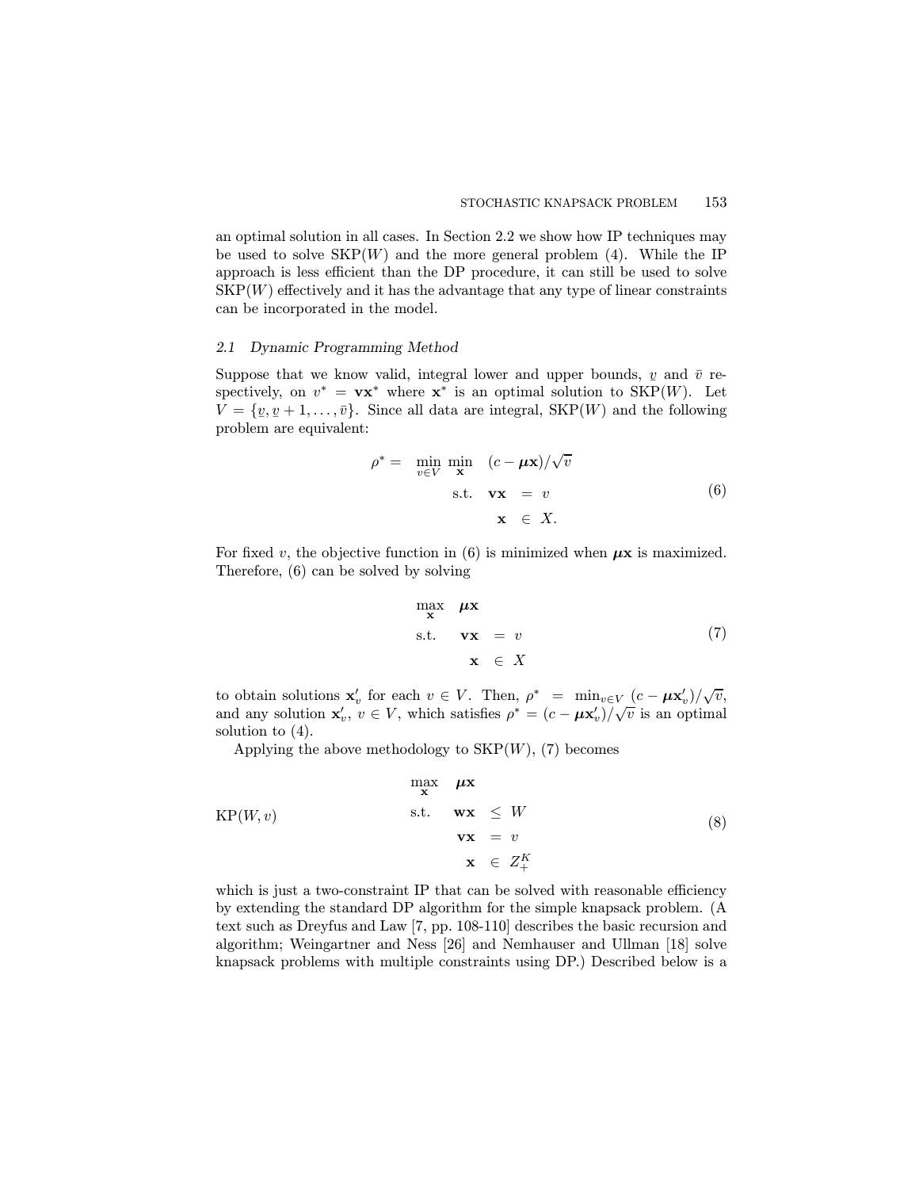an optimal solution in all cases. In Section 2.2 we show how IP techniques may be used to solve SKP($W$) and the more general problem (4). While the IP approach is less efficient than the DP procedure, it can still be used to solve SKP($W$) effectively and it has the advantage that any type of linear constraints can be incorporated in the model.

### *2.1 Dynamic Programming Method*

Suppose that we know valid, integral lower and upper bounds, $\underline{v}$ and $\bar{v}$ respectively, on $v^* = \mathbf{v}\mathbf{x}^*$ where $\mathbf{x}^*$ is an optimal solution to SKP($W$). Let $V = \{\underline{v}, \underline{v}+1, \ldots, \bar{v}\}$. Since all data are integral, SKP($W$) and the following problem are equivalent:

$$
\begin{aligned}
\rho^* = \min_{v \in V} \min_{\mathbf{x}} \quad & (c - \boldsymbol{\mu}\mathbf{x})/\sqrt{v} \\
\text{s.t.} \quad & \mathbf{v}\mathbf{x} = v \\
& \mathbf{x} \in X.
\end{aligned}
\tag{6}
$$

For fixed $v$, the objective function in (6) is minimized when $\boldsymbol{\mu}\mathbf{x}$ is maximized. Therefore, (6) can be solved by solving

$$
\begin{aligned}
\max_{\mathbf{x}} \quad & \boldsymbol{\mu}\mathbf{x} \\
\text{s.t.} \quad & \mathbf{v}\mathbf{x} = v \\
& \mathbf{x} \in X
\end{aligned}
\tag{7}
$$

to obtain solutions $\mathbf{x}'_v$ for each $v \in V$. Then, $\rho^* = \min_{v \in V} (c - \boldsymbol{\mu}\mathbf{x}'_v)/\sqrt{v}$, and any solution $\mathbf{x}'_v$, $v \in V$, which satisfies $\rho^* = (c - \boldsymbol{\mu}\mathbf{x}'_v)/\sqrt{v}$ is an optimal solution to (4).

Applying the above methodology to SKP($W$), (7) becomes

$$
\text{KP}(W, v) \qquad
\begin{aligned}
\max_{\mathbf{x}} \quad & \boldsymbol{\mu}\mathbf{x} \\
\text{s.t.} \quad & \mathbf{w}\mathbf{x} \leq W \\
& \mathbf{v}\mathbf{x} = v \\
& \mathbf{x} \in Z_+^K
\end{aligned}
\tag{8}
$$

which is just a two-constraint IP that can be solved with reasonable efficiency by extending the standard DP algorithm for the simple knapsack problem. (A text such as Dreyfus and Law [7, pp. 108-110] describes the basic recursion and algorithm; Weingartner and Ness [26] and Nemhauser and Ullman [18] solve knapsack problems with multiple constraints using DP.) Described below is a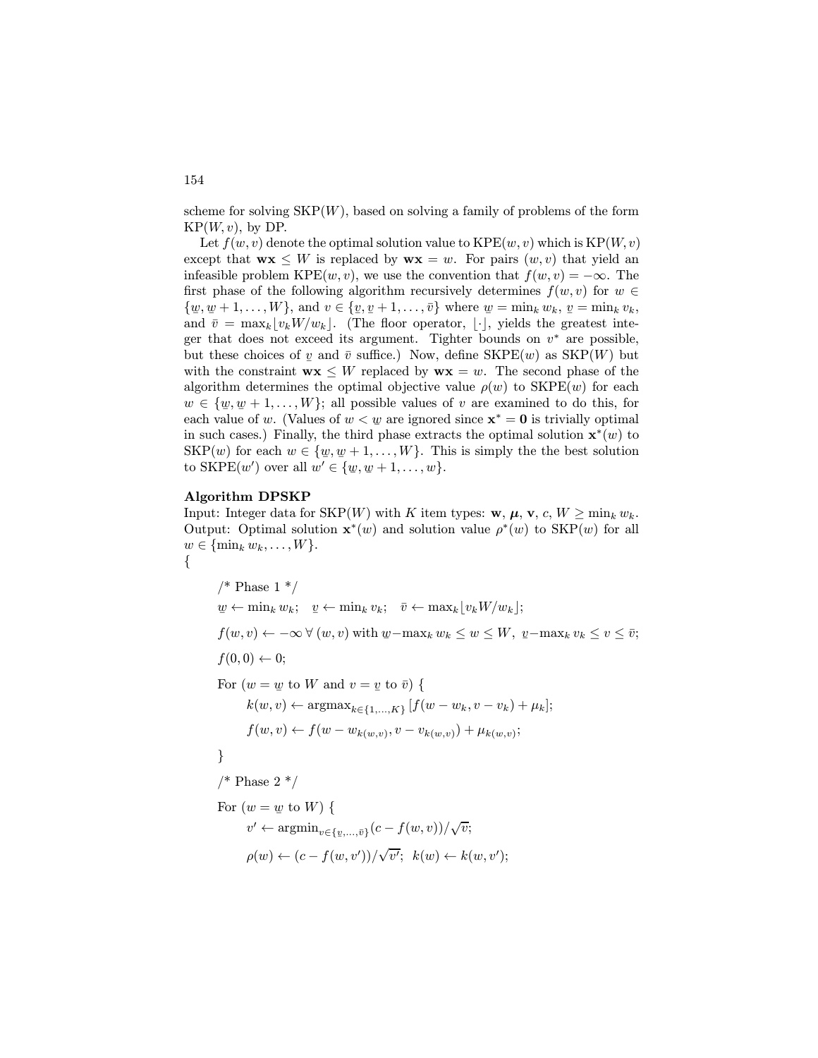scheme for solving $\mathrm{SKP}(W)$, based on solving a family of problems of the form $\mathrm{KP}(W, v)$, by DP.

Let $f(w, v)$ denote the optimal solution value to $\mathrm{KPE}(w, v)$ which is $\mathrm{KP}(W, v)$ except that $\mathbf{wx} \le W$ is replaced by $\mathbf{wx} = w$. For pairs $(w, v)$ that yield an infeasible problem $\mathrm{KPE}(w, v)$, we use the convention that $f(w, v) = -\infty$. The first phase of the following algorithm recursively determines $f(w, v)$ for $w \in \{\underline{w}, \underline{w}+1, \ldots, W\}$, and $v \in \{\underline{v}, \underline{v}+1, \ldots, \bar{v}\}$ where $\underline{w} = \min_k w_k$, $\underline{v} = \min_k v_k$, and $\bar{v} = \max_k \lfloor v_k W / w_k \rfloor$. (The floor operator, $\lfloor \cdot \rfloor$, yields the greatest integer that does not exceed its argument. Tighter bounds on $v^*$ are possible, but these choices of $\underline{v}$ and $\bar{v}$ suffice.) Now, define $\mathrm{SKPE}(w)$ as $\mathrm{SKP}(W)$ but with the constraint $\mathbf{wx} \le W$ replaced by $\mathbf{wx} = w$. The second phase of the algorithm determines the optimal objective value $\rho(w)$ to $\mathrm{SKPE}(w)$ for each $w \in \{\underline{w}, \underline{w}+1, \ldots, W\}$; all possible values of $v$ are examined to do this, for each value of $w$. (Values of $w < \underline{w}$ are ignored since $\mathbf{x}^* = \mathbf{0}$ is trivially optimal in such cases.) Finally, the third phase extracts the optimal solution $\mathbf{x}^*(w)$ to $\mathrm{SKP}(w)$ for each $w \in \{\underline{w}, \underline{w}+1, \ldots, W\}$. This is simply the the best solution to $\mathrm{SKPE}(w')$ over all $w' \in \{\underline{w}, \underline{w}+1, \ldots, w\}$.

**Algorithm DPSKP**

Input: Integer data for $\mathrm{SKP}(W)$ with $K$ item types: $\mathbf{w}$, $\boldsymbol{\mu}$, $\mathbf{v}$, $c$, $W \ge \min_k w_k$.
Output: Optimal solution $\mathbf{x}^*(w)$ and solution value $\rho^*(w)$ to $\mathrm{SKP}(w)$ for all $w \in \{\min_k w_k, \ldots, W\}$.

{

/* Phase 1 */

$\underline{w} \leftarrow \min_k w_k; \quad \underline{v} \leftarrow \min_k v_k; \quad \bar{v} \leftarrow \max_k \lfloor v_k W / w_k \rfloor;$

$f(w, v) \leftarrow -\infty \; \forall \, (w, v)$ with $\underline{w} - \max_k w_k \le w \le W, \; \underline{v} - \max_k v_k \le v \le \bar{v};$

$f(0, 0) \leftarrow 0;$

For ($w = \underline{w}$ to $W$ and $v = \underline{v}$ to $\bar{v}$) {

$\quad k(w, v) \leftarrow \mathrm{argmax}_{k \in \{1, \ldots, K\}} \, [f(w - w_k, v - v_k) + \mu_k];$

$\quad f(w, v) \leftarrow f(w - w_{k(w,v)}, v - v_{k(w,v)}) + \mu_{k(w,v)};$

}

/* Phase 2 */

For ($w = \underline{w}$ to $W$) {

$\quad v' \leftarrow \mathrm{argmin}_{v \in \{\underline{v}, \ldots, \bar{v}\}} (c - f(w, v)) / \sqrt{v};$

$\quad \rho(w) \leftarrow (c - f(w, v')) / \sqrt{v'}; \;\; k(w) \leftarrow k(w, v');$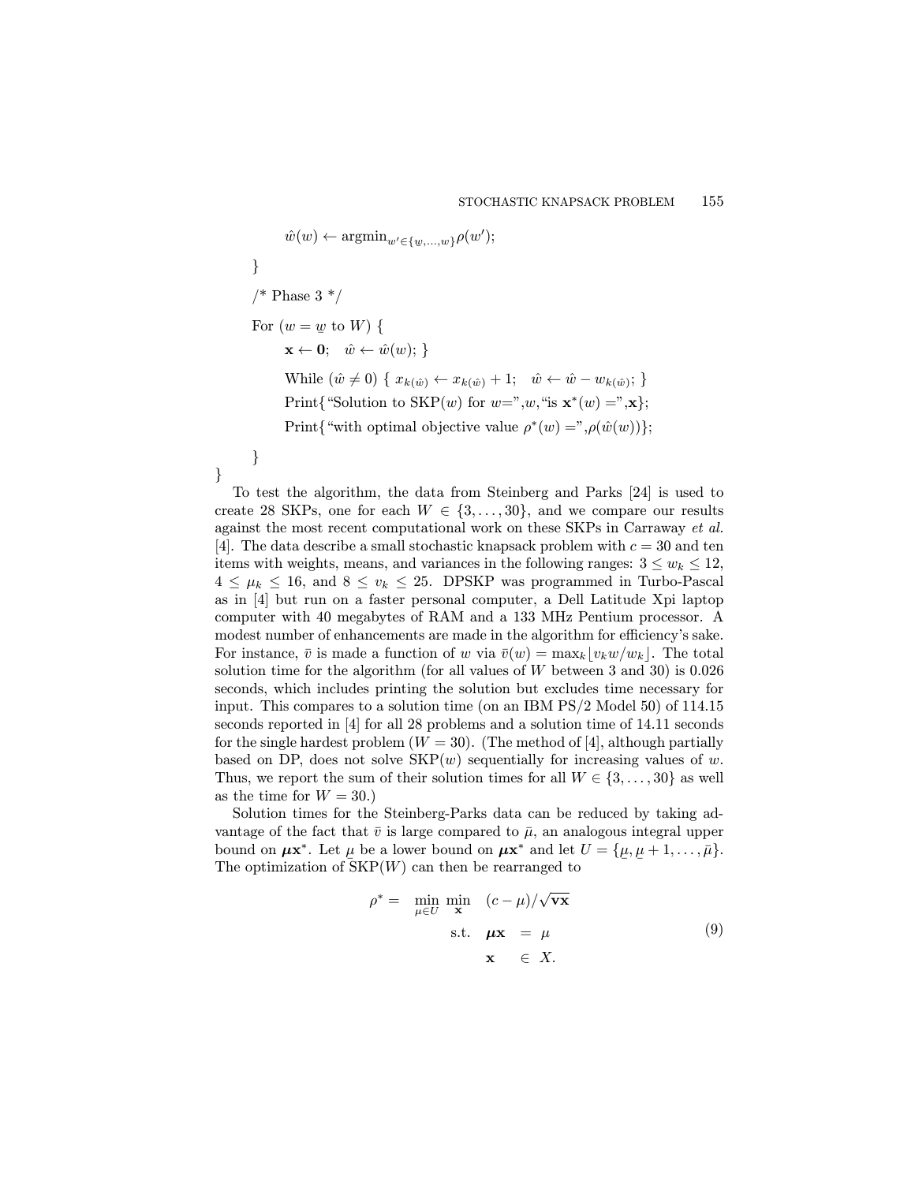```
        ŵ(w) ← argmin_{w'∈{w̲,...,w}} ρ(w');
    }
    /* Phase 3 */
    For (w = w̲ to W) {
        x ← 0;   ŵ ← ŵ(w); }
        While (ŵ ≠ 0) { x_{k(ŵ)} ← x_{k(ŵ)} + 1;   ŵ ← ŵ − w_{k(ŵ)}; }
        Print{"Solution to SKP(w) for w=",w,"is x*(w) =",x};
        Print{"with optimal objective value ρ*(w) =",ρ(ŵ(w))};
    }
}
```

To test the algorithm, the data from Steinberg and Parks [24] is used to create 28 SKPs, one for each $W \in \{3, \ldots, 30\}$, and we compare our results against the most recent computational work on these SKPs in Carraway *et al.* [4]. The data describe a small stochastic knapsack problem with $c = 30$ and ten items with weights, means, and variances in the following ranges: $3 \leq w_k \leq 12$, $4 \leq \mu_k \leq 16$, and $8 \leq v_k \leq 25$. DPSKP was programmed in Turbo-Pascal as in [4] but run on a faster personal computer, a Dell Latitude Xpi laptop computer with 40 megabytes of RAM and a 133 MHz Pentium processor. A modest number of enhancements are made in the algorithm for efficiency's sake. For instance, $\bar{v}$ is made a function of $w$ via $\bar{v}(w) = \max_k \lfloor v_k w / w_k \rfloor$. The total solution time for the algorithm (for all values of $W$ between 3 and 30) is 0.026 seconds, which includes printing the solution but excludes time necessary for input. This compares to a solution time (on an IBM PS/2 Model 50) of 114.15 seconds reported in [4] for all 28 problems and a solution time of 14.11 seconds for the single hardest problem ($W = 30$). (The method of [4], although partially based on DP, does not solve SKP($w$) sequentially for increasing values of $w$. Thus, we report the sum of their solution times for all $W \in \{3, \ldots, 30\}$ as well as the time for $W = 30$.)

Solution times for the Steinberg-Parks data can be reduced by taking advantage of the fact that $\bar{v}$ is large compared to $\bar{\mu}$, an analogous integral upper bound on $\boldsymbol{\mu}\mathbf{x}^*$. Let $\underline{\mu}$ be a lower bound on $\boldsymbol{\mu}\mathbf{x}^*$ and let $U = \{\underline{\mu}, \underline{\mu}+1, \ldots, \bar{\mu}\}$. The optimization of SKP($W$) can then be rearranged to

$$
\begin{aligned}
\rho^* = \quad \min_{\mu \in U} \; \min_{\mathbf{x}} \quad & (c - \mu)/\sqrt{\mathbf{v}\mathbf{x}} \\
\text{s.t.} \quad & \boldsymbol{\mu}\mathbf{x} \;=\; \mu \\
& \mathbf{x} \;\in\; X.
\end{aligned}
\tag{9}
$$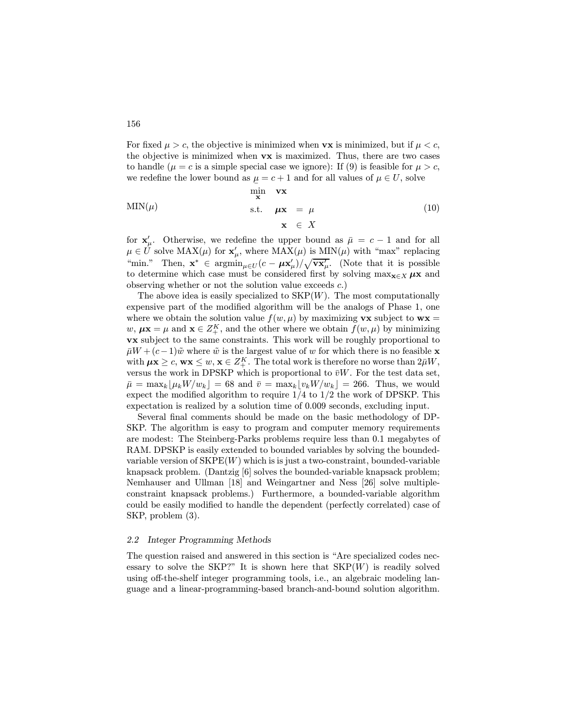For fixed $\mu > c$, the objective is minimized when $\mathbf{vx}$ is minimized, but if $\mu < c$, the objective is minimized when $\mathbf{vx}$ is maximized. Thus, there are two cases to handle ($\mu = c$ is a simple special case we ignore): If (9) is feasible for $\mu > c$, we redefine the lower bound as $\underline{\mu} = c + 1$ and for all values of $\mu \in U$, solve

$$
\text{MIN}(\mu) \qquad \begin{aligned} \min_{\mathbf{x}} \quad & \mathbf{vx} \\ \text{s.t.} \quad & \boldsymbol{\mu}\mathbf{x} = \mu \\ & \mathbf{x} \in X \end{aligned} \tag{10}
$$

for $\mathbf{x}'_\mu$. Otherwise, we redefine the upper bound as $\bar{\mu} = c - 1$ and for all $\mu \in U$ solve $\text{MAX}(\mu)$ for $\mathbf{x}'_\mu$, where $\text{MAX}(\mu)$ is $\text{MIN}(\mu)$ with "max" replacing "min." Then, $\mathbf{x}^* \in \text{argmin}_{\mu \in U}(c - \boldsymbol{\mu}\mathbf{x}'_\mu)/\sqrt{\mathbf{vx}'_\mu}$. (Note that it is possible to determine which case must be considered first by solving $\max_{\mathbf{x} \in X} \boldsymbol{\mu}\mathbf{x}$ and observing whether or not the solution value exceeds $c$.)

The above idea is easily specialized to $\text{SKP}(W)$. The most computationally expensive part of the modified algorithm will be the analogs of Phase 1, one where we obtain the solution value $f(w, \mu)$ by maximizing $\mathbf{vx}$ subject to $\mathbf{wx} = w$, $\boldsymbol{\mu}\mathbf{x} = \mu$ and $\mathbf{x} \in Z_+^K$, and the other where we obtain $f(w, \mu)$ by minimizing $\mathbf{vx}$ subject to the same constraints. This work will be roughly proportional to $\bar{\mu}W + (c-1)\tilde{w}$ where $\tilde{w}$ is the largest value of $w$ for which there is no feasible $\mathbf{x}$ with $\boldsymbol{\mu}\mathbf{x} \geq c$, $\mathbf{wx} \leq w$, $\mathbf{x} \in Z_+^K$. The total work is therefore no worse than $2\bar{\mu}W$, versus the work in DPSKP which is proportional to $\bar{v}W$. For the test data set, $\bar{\mu} = \max_k \lfloor \mu_k W/w_k \rfloor = 68$ and $\bar{v} = \max_k \lfloor v_k W/w_k \rfloor = 266$. Thus, we would expect the modified algorithm to require 1/4 to 1/2 the work of DPSKP. This expectation is realized by a solution time of 0.009 seconds, excluding input.

Several final comments should be made on the basic methodology of DPSKP. The algorithm is easy to program and computer memory requirements are modest: The Steinberg-Parks problems require less than 0.1 megabytes of RAM. DPSKP is easily extended to bounded variables by solving the bounded-variable version of $\text{SKPE}(W)$ which is is just a two-constraint, bounded-variable knapsack problem. (Dantzig [6] solves the bounded-variable knapsack problem; Nemhauser and Ullman [18] and Weingartner and Ness [26] solve multiple-constraint knapsack problems.) Furthermore, a bounded-variable algorithm could be easily modified to handle the dependent (perfectly correlated) case of SKP, problem (3).

### 2.2 Integer Programming Methods

The question raised and answered in this section is "Are specialized codes necessary to solve the SKP?" It is shown here that $\text{SKP}(W)$ is readily solved using off-the-shelf integer programming tools, i.e., an algebraic modeling language and a linear-programming-based branch-and-bound solution algorithm.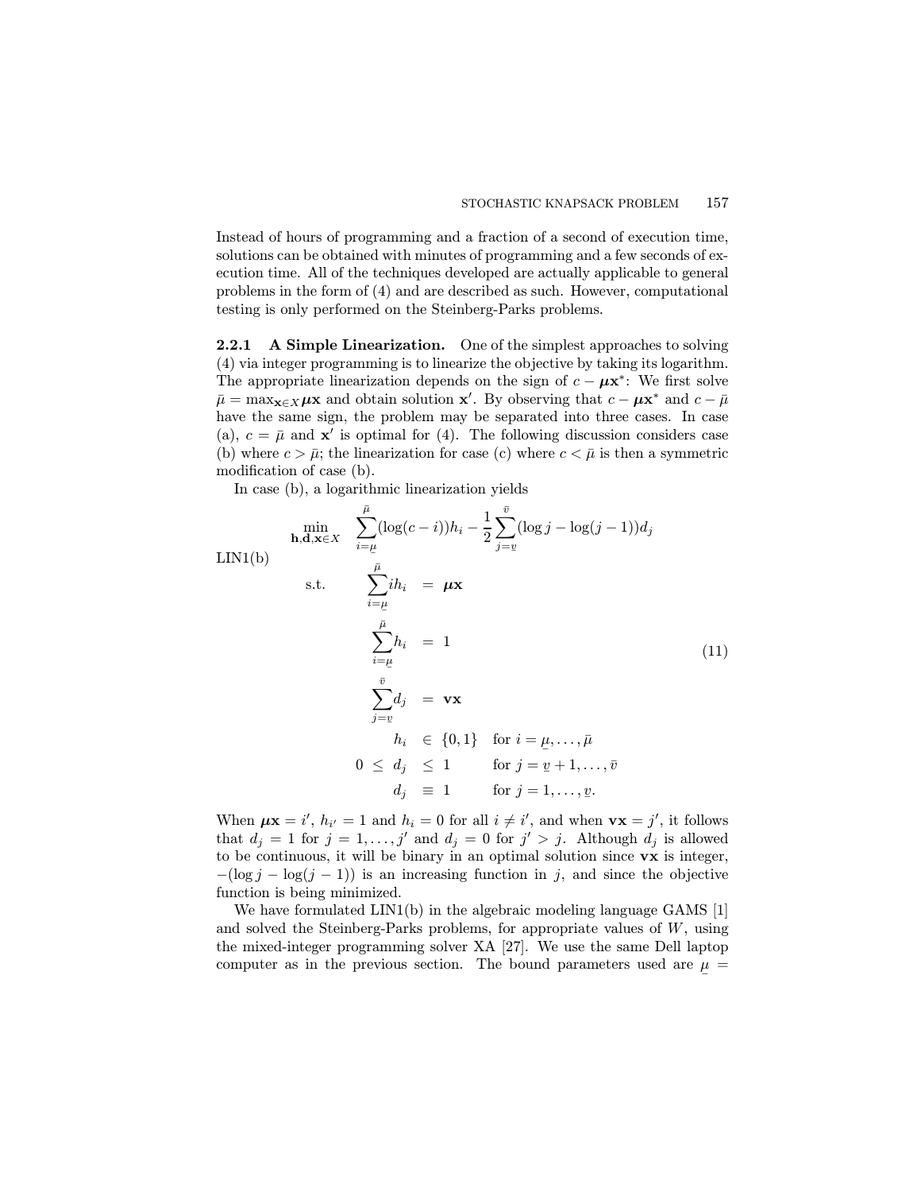Instead of hours of programming and a fraction of a second of execution time, solutions can be obtained with minutes of programming and a few seconds of execution time. All of the techniques developed are actually applicable to general problems in the form of (4) and are described as such. However, computational testing is only performed on the Steinberg-Parks problems.

**2.2.1 A Simple Linearization.** One of the simplest approaches to solving (4) via integer programming is to linearize the objective by taking its logarithm. The appropriate linearization depends on the sign of $c - \boldsymbol{\mu}\mathbf{x}^*$: We first solve $\bar{\mu} = \max_{\mathbf{x} \in X} \boldsymbol{\mu}\mathbf{x}$ and obtain solution $\mathbf{x}'$. By observing that $c - \boldsymbol{\mu}\mathbf{x}^*$ and $c - \bar{\mu}$ have the same sign, the problem may be separated into three cases. In case (a), $c = \bar{\mu}$ and $\mathbf{x}'$ is optimal for (4). The following discussion considers case (b) where $c > \bar{\mu}$; the linearization for case (c) where $c < \bar{\mu}$ is then a symmetric modification of case (b).

In case (b), a logarithmic linearization yields

$$
\text{LIN1(b)} \quad
\begin{array}{lrcll}
\displaystyle\min_{\mathbf{h},\mathbf{d},\mathbf{x} \in X} & \multicolumn{4}{l}{\displaystyle\sum_{i=\underline{\mu}}^{\bar{\mu}} (\log(c-i))h_i - \frac{1}{2}\sum_{j=\underline{v}}^{\bar{v}} (\log j - \log(j-1))d_j} \\
\text{s.t.} & \displaystyle\sum_{i=\underline{\mu}}^{\bar{\mu}} i h_i & = & \boldsymbol{\mu}\mathbf{x} & \\
& \displaystyle\sum_{i=\underline{\mu}}^{\bar{\mu}} h_i & = & 1 & \\
& \displaystyle\sum_{j=\underline{v}}^{\bar{v}} d_j & = & \mathbf{v}\mathbf{x} & \\
& h_i & \in & \{0,1\} & \text{for } i = \underline{\mu}, \ldots, \bar{\mu} \\
0 \leq & d_j & \leq & 1 & \text{for } j = \underline{v}+1, \ldots, \bar{v} \\
& d_j & \equiv & 1 & \text{for } j = 1, \ldots, \underline{v}.
\end{array}
\tag{11}
$$

When $\boldsymbol{\mu}\mathbf{x} = i'$, $h_{i'} = 1$ and $h_i = 0$ for all $i \neq i'$, and when $\mathbf{v}\mathbf{x} = j'$, it follows that $d_j = 1$ for $j = 1, \ldots, j'$ and $d_j = 0$ for $j' > j$. Although $d_j$ is allowed to be continuous, it will be binary in an optimal solution since $\mathbf{v}\mathbf{x}$ is integer, $-(\log j - \log(j-1))$ is an increasing function in $j$, and since the objective function is being minimized.

We have formulated LIN1(b) in the algebraic modeling language GAMS [1] and solved the Steinberg-Parks problems, for appropriate values of $W$, using the mixed-integer programming solver XA [27]. We use the same Dell laptop computer as in the previous section. The bound parameters used are $\underline{\mu} =$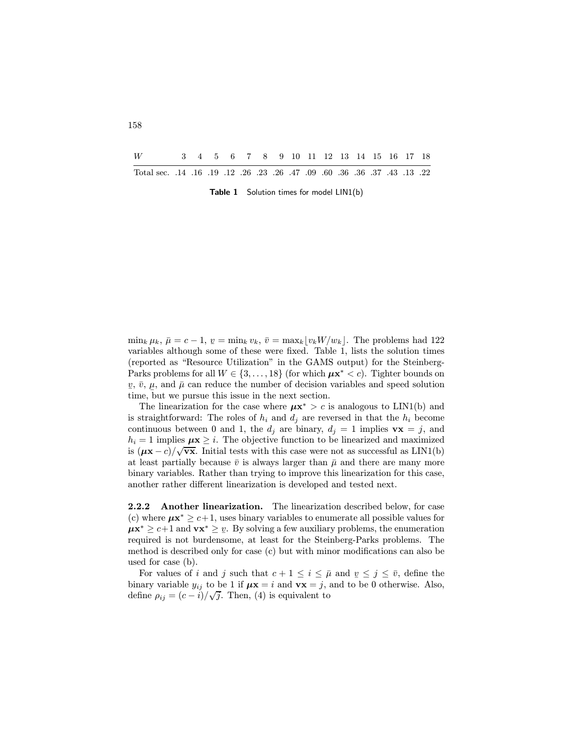| $W$ | 3 | 4 | 5 | 6 | 7 | 8 | 9 | 10 | 11 | 12 | 13 | 14 | 15 | 16 | 17 | 18 |
|---|---|---|---|---|---|---|---|---|---|---|---|---|---|---|---|---|
| Total sec. | .14 | .16 | .19 | .12 | .26 | .23 | .26 | .47 | .09 | .60 | .36 | .36 | .37 | .43 | .13 | .22 |

**Table 1** Solution times for model LIN1(b)

$\min_k \mu_k$, $\bar{\mu} = c - 1$, $\underline{v} = \min_k v_k$, $\bar{v} = \max_k \lfloor v_k W / w_k \rfloor$. The problems had 122 variables although some of these were fixed. Table 1, lists the solution times (reported as "Resource Utilization" in the GAMS output) for the Steinberg-Parks problems for all $W \in \{3, \ldots, 18\}$ (for which $\boldsymbol{\mu}\mathbf{x}^* < c$). Tighter bounds on $\underline{v}$, $\bar{v}$, $\underline{\mu}$, and $\bar{\mu}$ can reduce the number of decision variables and speed solution time, but we pursue this issue in the next section.

The linearization for the case where $\boldsymbol{\mu}\mathbf{x}^* > c$ is analogous to LIN1(b) and is straightforward: The roles of $h_i$ and $d_j$ are reversed in that the $h_i$ become continuous between 0 and 1, the $d_j$ are binary, $d_j = 1$ implies $\mathbf{v}\mathbf{x} = j$, and $h_i = 1$ implies $\boldsymbol{\mu}\mathbf{x} \geq i$. The objective function to be linearized and maximized is $(\boldsymbol{\mu}\mathbf{x} - c)/\sqrt{\mathbf{v}\mathbf{x}}$. Initial tests with this case were not as successful as LIN1(b) at least partially because $\bar{v}$ is always larger than $\bar{\mu}$ and there are many more binary variables. Rather than trying to improve this linearization for this case, another rather different linearization is developed and tested next.

**2.2.2 Another linearization.** The linearization described below, for case (c) where $\boldsymbol{\mu}\mathbf{x}^* \geq c+1$, uses binary variables to enumerate all possible values for $\boldsymbol{\mu}\mathbf{x}^* \geq c+1$ and $\mathbf{v}\mathbf{x}^* \geq \underline{v}$. By solving a few auxiliary problems, the enumeration required is not burdensome, at least for the Steinberg-Parks problems. The method is described only for case (c) but with minor modifications can also be used for case (b).

For values of $i$ and $j$ such that $c + 1 \leq i \leq \bar{\mu}$ and $\underline{v} \leq j \leq \bar{v}$, define the binary variable $y_{ij}$ to be 1 if $\boldsymbol{\mu}\mathbf{x} = i$ and $\mathbf{v}\mathbf{x} = j$, and to be 0 otherwise. Also, define $\rho_{ij} = (c - i)/\sqrt{j}$. Then, (4) is equivalent to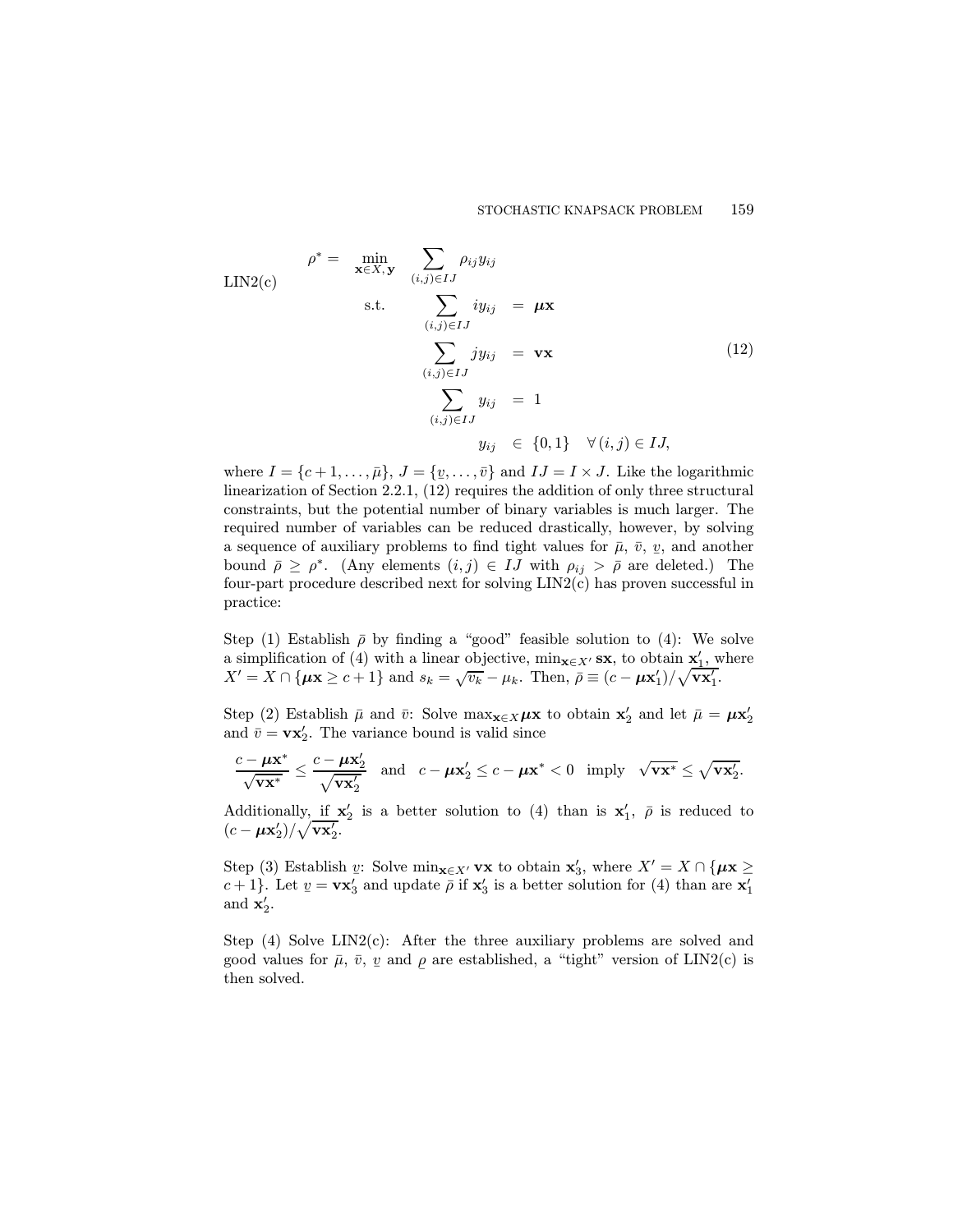$$
\text{LIN2(c)} \qquad
\begin{aligned}
\rho^* = \quad & \min_{\mathbf{x}\in X,\, \mathbf{y}} \quad \sum_{(i,j)\in IJ} \rho_{ij} y_{ij} \\
& \text{s.t.} \quad \sum_{(i,j)\in IJ} i y_{ij} \;=\; \boldsymbol{\mu}\mathbf{x} \\
& \qquad\;\; \sum_{(i,j)\in IJ} j y_{ij} \;=\; \mathbf{v}\mathbf{x} \\
& \qquad\;\; \sum_{(i,j)\in IJ} y_{ij} \;=\; 1 \\
& \qquad\qquad\quad y_{ij} \;\in\; \{0,1\} \quad \forall\,(i,j)\in IJ,
\end{aligned}
\tag{12}
$$

where $I = \{c+1, \ldots, \bar{\mu}\}$, $J = \{\underline{v}, \ldots, \bar{v}\}$ and $IJ = I \times J$. Like the logarithmic linearization of Section 2.2.1, (12) requires the addition of only three structural constraints, but the potential number of binary variables is much larger. The required number of variables can be reduced drastically, however, by solving a sequence of auxiliary problems to find tight values for $\bar{\mu}$, $\bar{v}$, $\underline{v}$, and another bound $\bar{\rho} \geq \rho^*$. (Any elements $(i,j) \in IJ$ with $\rho_{ij} > \bar{\rho}$ are deleted.) The four-part procedure described next for solving LIN2(c) has proven successful in practice:

Step (1) Establish $\bar{\rho}$ by finding a "good" feasible solution to (4): We solve a simplification of (4) with a linear objective, $\min_{\mathbf{x}\in X'} \mathbf{s}\mathbf{x}$, to obtain $\mathbf{x}'_1$, where $X' = X \cap \{\boldsymbol{\mu}\mathbf{x} \geq c+1\}$ and $s_k = \sqrt{v_k} - \mu_k$. Then, $\bar{\rho} \equiv (c - \boldsymbol{\mu}\mathbf{x}'_1)/\sqrt{\mathbf{v}\mathbf{x}'_1}$.

Step (2) Establish $\bar{\mu}$ and $\bar{v}$: Solve $\max_{\mathbf{x}\in X} \boldsymbol{\mu}\mathbf{x}$ to obtain $\mathbf{x}'_2$ and let $\bar{\mu} = \boldsymbol{\mu}\mathbf{x}'_2$ and $\bar{v} = \mathbf{v}\mathbf{x}'_2$. The variance bound is valid since

$$
\frac{c - \boldsymbol{\mu}\mathbf{x}^*}{\sqrt{\mathbf{v}\mathbf{x}^*}} \leq \frac{c - \boldsymbol{\mu}\mathbf{x}'_2}{\sqrt{\mathbf{v}\mathbf{x}'_2}} \quad \text{and} \quad c - \boldsymbol{\mu}\mathbf{x}'_2 \leq c - \boldsymbol{\mu}\mathbf{x}^* < 0 \quad \text{imply} \quad \sqrt{\mathbf{v}\mathbf{x}^*} \leq \sqrt{\mathbf{v}\mathbf{x}'_2}.
$$

Additionally, if $\mathbf{x}'_2$ is a better solution to (4) than is $\mathbf{x}'_1$, $\bar{\rho}$ is reduced to $(c - \boldsymbol{\mu}\mathbf{x}'_2)/\sqrt{\mathbf{v}\mathbf{x}'_2}$.

Step (3) Establish $\underline{v}$: Solve $\min_{\mathbf{x}\in X'} \mathbf{v}\mathbf{x}$ to obtain $\mathbf{x}'_3$, where $X' = X \cap \{\boldsymbol{\mu}\mathbf{x} \geq c+1\}$. Let $\underline{v} = \mathbf{v}\mathbf{x}'_3$ and update $\bar{\rho}$ if $\mathbf{x}'_3$ is a better solution for (4) than are $\mathbf{x}'_1$ and $\mathbf{x}'_2$.

Step (4) Solve LIN2(c): After the three auxiliary problems are solved and good values for $\bar{\mu}$, $\bar{v}$, $\underline{v}$ and $\underline{\rho}$ are established, a "tight" version of LIN2(c) is then solved.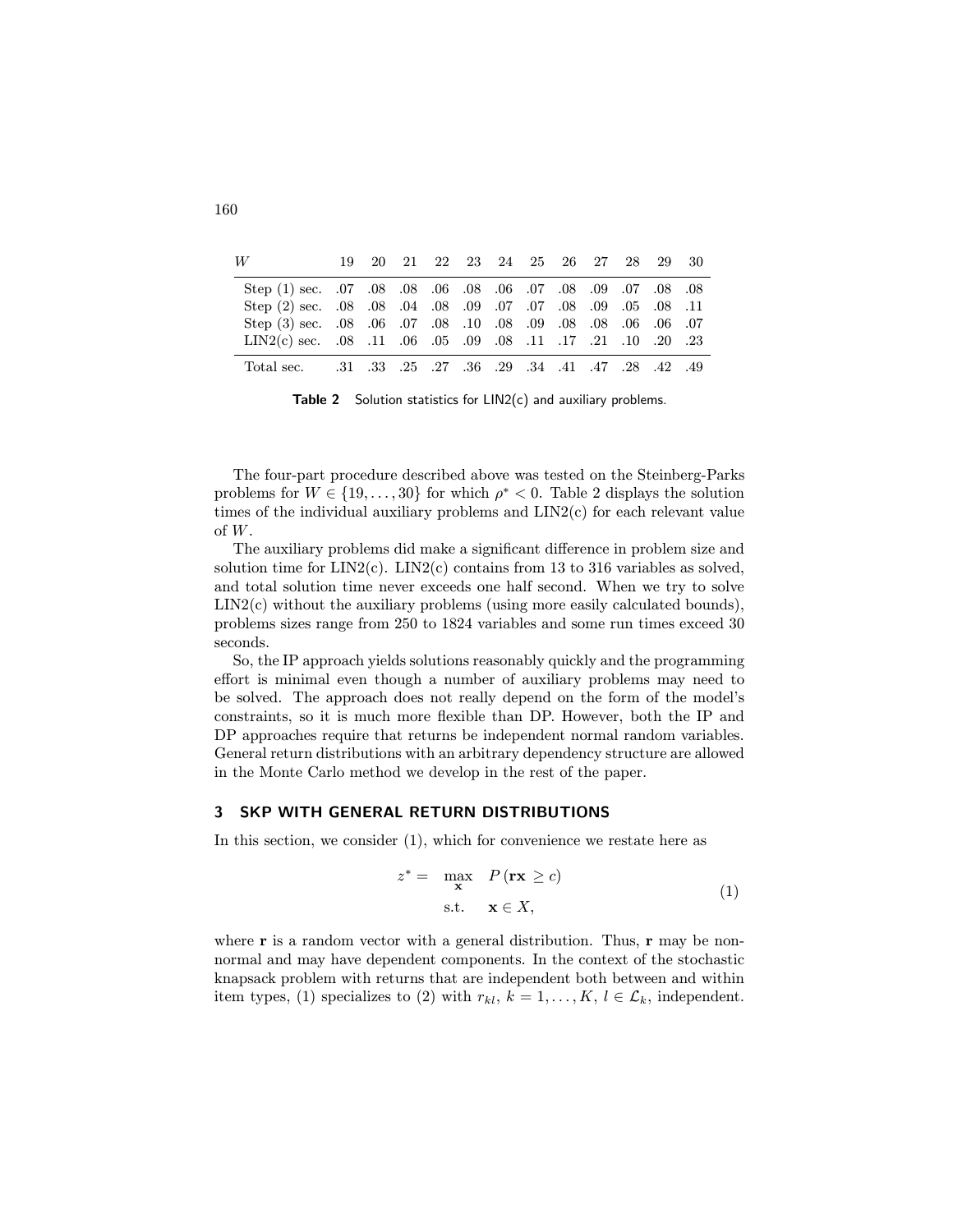| $W$ | 19 | 20 | 21 | 22 | 23 | 24 | 25 | 26 | 27 | 28 | 29 | 30 |
|---|---|---|---|---|---|---|---|---|---|---|---|---|
| Step (1) sec. | .07 | .08 | .08 | .06 | .08 | .06 | .07 | .08 | .09 | .07 | .08 | .08 |
| Step (2) sec. | .08 | .08 | .04 | .08 | .09 | .07 | .07 | .08 | .09 | .05 | .08 | .11 |
| Step (3) sec. | .08 | .06 | .07 | .08 | .10 | .08 | .09 | .08 | .08 | .06 | .06 | .07 |
| LIN2(c) sec. | .08 | .11 | .06 | .05 | .09 | .08 | .11 | .17 | .21 | .10 | .20 | .23 |
| Total sec. | .31 | .33 | .25 | .27 | .36 | .29 | .34 | .41 | .47 | .28 | .42 | .49 |

**Table 2** Solution statistics for LIN2(c) and auxiliary problems.

The four-part procedure described above was tested on the Steinberg-Parks problems for $W \in \{19, \ldots, 30\}$ for which $\rho^* < 0$. Table 2 displays the solution times of the individual auxiliary problems and LIN2(c) for each relevant value of $W$.

The auxiliary problems did make a significant difference in problem size and solution time for LIN2(c). LIN2(c) contains from 13 to 316 variables as solved, and total solution time never exceeds one half second. When we try to solve LIN2(c) without the auxiliary problems (using more easily calculated bounds), problems sizes range from 250 to 1824 variables and some run times exceed 30 seconds.

So, the IP approach yields solutions reasonably quickly and the programming effort is minimal even though a number of auxiliary problems may need to be solved. The approach does not really depend on the form of the model's constraints, so it is much more flexible than DP. However, both the IP and DP approaches require that returns be independent normal random variables. General return distributions with an arbitrary dependency structure are allowed in the Monte Carlo method we develop in the rest of the paper.

## 3 SKP WITH GENERAL RETURN DISTRIBUTIONS

In this section, we consider (1), which for convenience we restate here as

$$z^* = \max_{\mathbf{x}} \quad P(\mathbf{r}\mathbf{x} \geq c) \qquad \text{s.t.} \quad \mathbf{x} \in X, \tag{1}$$

where $\mathbf{r}$ is a random vector with a general distribution. Thus, $\mathbf{r}$ may be non-normal and may have dependent components. In the context of the stochastic knapsack problem with returns that are independent both between and within item types, (1) specializes to (2) with $r_{kl}$, $k = 1, \ldots, K$, $l \in \mathcal{L}_k$, independent.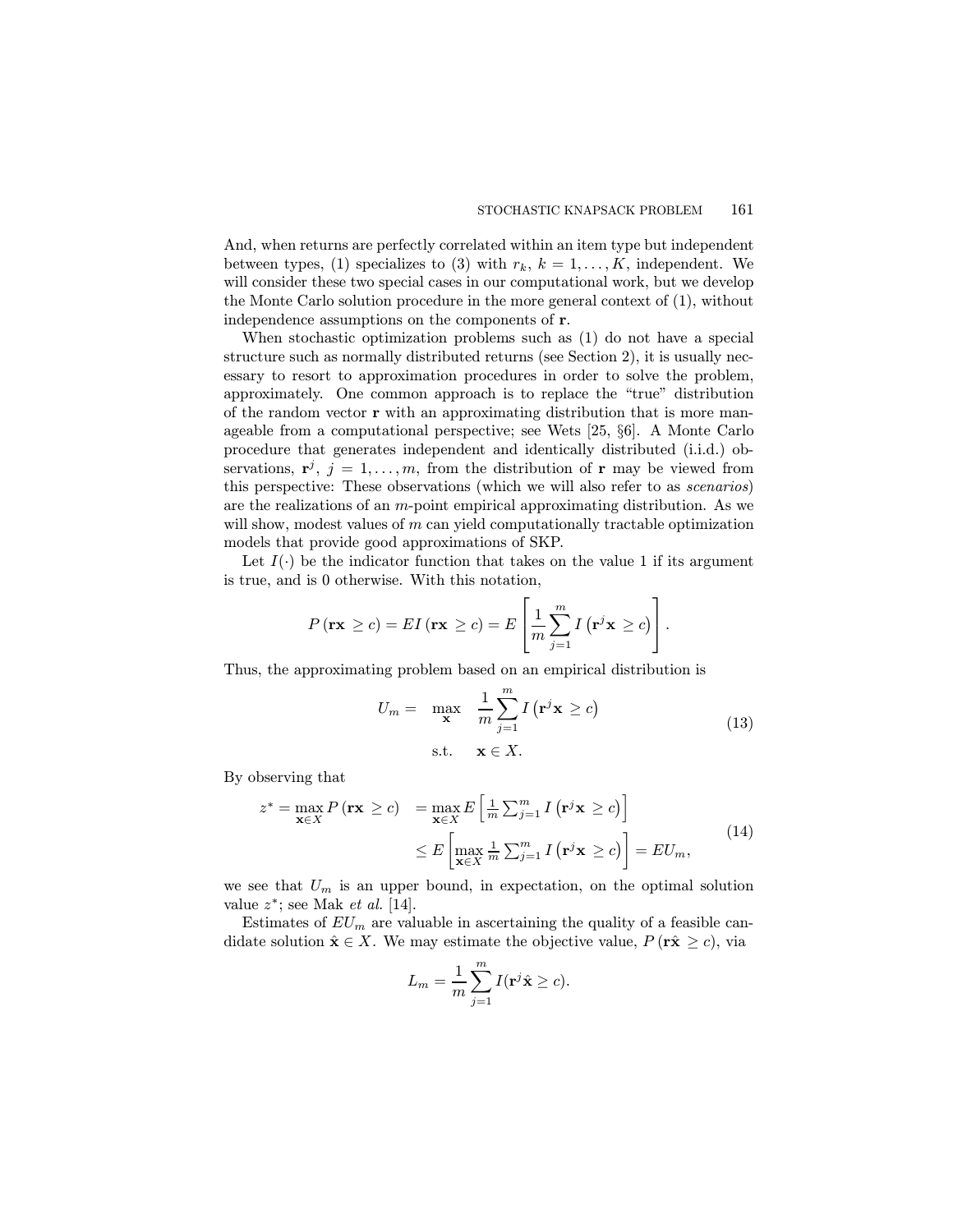And, when returns are perfectly correlated within an item type but independent between types, (1) specializes to (3) with $r_k$, $k = 1, \ldots, K$, independent. We will consider these two special cases in our computational work, but we develop the Monte Carlo solution procedure in the more general context of (1), without independence assumptions on the components of $\mathbf{r}$.

When stochastic optimization problems such as (1) do not have a special structure such as normally distributed returns (see Section 2), it is usually necessary to resort to approximation procedures in order to solve the problem, approximately. One common approach is to replace the "true" distribution of the random vector $\mathbf{r}$ with an approximating distribution that is more manageable from a computational perspective; see Wets [25, §6]. A Monte Carlo procedure that generates independent and identically distributed (i.i.d.) observations, $\mathbf{r}^j$, $j = 1, \ldots, m$, from the distribution of $\mathbf{r}$ may be viewed from this perspective: These observations (which we will also refer to as *scenarios*) are the realizations of an $m$-point empirical approximating distribution. As we will show, modest values of $m$ can yield computationally tractable optimization models that provide good approximations of SKP.

Let $I(\cdot)$ be the indicator function that takes on the value 1 if its argument is true, and is 0 otherwise. With this notation,

$$P(\mathbf{rx} \geq c) = EI(\mathbf{rx} \geq c) = E\left[\frac{1}{m}\sum_{j=1}^{m} I\left(\mathbf{r}^j\mathbf{x} \geq c\right)\right].$$

Thus, the approximating problem based on an empirical distribution is

$$\begin{aligned} U_m = \quad & \max_{\mathbf{x}} \quad \frac{1}{m}\sum_{j=1}^{m} I\left(\mathbf{r}^j\mathbf{x} \geq c\right) \\ & \text{s.t.} \quad \mathbf{x} \in X. \end{aligned} \tag{13}$$

By observing that

$$\begin{aligned} z^* = \max_{\mathbf{x}\in X} P(\mathbf{rx} \geq c) &= \max_{\mathbf{x}\in X} E\left[\tfrac{1}{m}\textstyle\sum_{j=1}^{m} I\left(\mathbf{r}^j\mathbf{x} \geq c\right)\right] \\ &\leq E\left[\max_{\mathbf{x}\in X} \tfrac{1}{m}\textstyle\sum_{j=1}^{m} I\left(\mathbf{r}^j\mathbf{x} \geq c\right)\right] = EU_m, \end{aligned} \tag{14}$$

we see that $U_m$ is an upper bound, in expectation, on the optimal solution value $z^*$; see Mak *et al.* [14].

Estimates of $EU_m$ are valuable in ascertaining the quality of a feasible candidate solution $\hat{\mathbf{x}} \in X$. We may estimate the objective value, $P(\mathbf{r}\hat{\mathbf{x}} \geq c)$, via

$$L_m = \frac{1}{m}\sum_{j=1}^{m} I(\mathbf{r}^j\hat{\mathbf{x}} \geq c).$$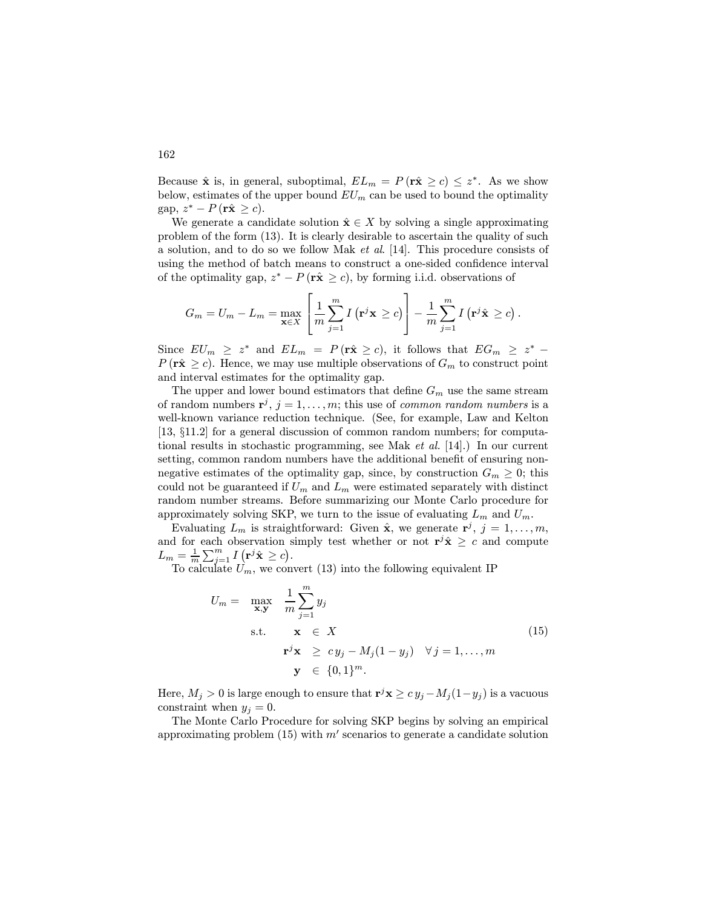Because $\hat{\mathbf{x}}$ is, in general, suboptimal, $EL_m = P(\mathbf{r}\hat{\mathbf{x}} \geq c) \leq z^*$. As we show below, estimates of the upper bound $EU_m$ can be used to bound the optimality gap, $z^* - P(\mathbf{r}\hat{\mathbf{x}} \geq c)$.

We generate a candidate solution $\hat{\mathbf{x}} \in X$ by solving a single approximating problem of the form (13). It is clearly desirable to ascertain the quality of such a solution, and to do so we follow Mak *et al.* [14]. This procedure consists of using the method of batch means to construct a one-sided confidence interval of the optimality gap, $z^* - P(\mathbf{r}\hat{\mathbf{x}} \geq c)$, by forming i.i.d. observations of

$$G_m = U_m - L_m = \max_{\mathbf{x} \in X} \left[ \frac{1}{m} \sum_{j=1}^{m} I\left(\mathbf{r}^j \mathbf{x} \geq c\right) \right] - \frac{1}{m} \sum_{j=1}^{m} I\left(\mathbf{r}^j \hat{\mathbf{x}} \geq c\right).$$

Since $EU_m \geq z^*$ and $EL_m = P(\mathbf{r}\hat{\mathbf{x}} \geq c)$, it follows that $EG_m \geq z^* - P(\mathbf{r}\hat{\mathbf{x}} \geq c)$. Hence, we may use multiple observations of $G_m$ to construct point and interval estimates for the optimality gap.

The upper and lower bound estimators that define $G_m$ use the same stream of random numbers $\mathbf{r}^j$, $j = 1, \ldots, m$; this use of *common random numbers* is a well-known variance reduction technique. (See, for example, Law and Kelton [13, §11.2] for a general discussion of common random numbers; for computational results in stochastic programming, see Mak *et al.* [14].) In our current setting, common random numbers have the additional benefit of ensuring nonnegative estimates of the optimality gap, since, by construction $G_m \geq 0$; this could not be guaranteed if $U_m$ and $L_m$ were estimated separately with distinct random number streams. Before summarizing our Monte Carlo procedure for approximately solving SKP, we turn to the issue of evaluating $L_m$ and $U_m$.

Evaluating $L_m$ is straightforward: Given $\hat{\mathbf{x}}$, we generate $\mathbf{r}^j$, $j = 1, \ldots, m$, and for each observation simply test whether or not $\mathbf{r}^j \hat{\mathbf{x}} \geq c$ and compute $L_m = \frac{1}{m} \sum_{j=1}^{m} I\left(\mathbf{r}^j \hat{\mathbf{x}} \geq c\right)$.

To calculate $U_m$, we convert (13) into the following equivalent IP

$$
\begin{aligned}
U_m = \quad \max_{\mathbf{x}, \mathbf{y}} \quad & \frac{1}{m} \sum_{j=1}^{m} y_j \\
\text{s.t.} \quad & \mathbf{x} \in X \\
& \mathbf{r}^j \mathbf{x} \geq c\, y_j - M_j (1 - y_j) \quad \forall\, j = 1, \ldots, m \\
& \mathbf{y} \in \{0, 1\}^m.
\end{aligned}
\tag{15}
$$

Here, $M_j > 0$ is large enough to ensure that $\mathbf{r}^j \mathbf{x} \geq c\, y_j - M_j (1 - y_j)$ is a vacuous constraint when $y_j = 0$.

The Monte Carlo Procedure for solving SKP begins by solving an empirical approximating problem (15) with $m'$ scenarios to generate a candidate solution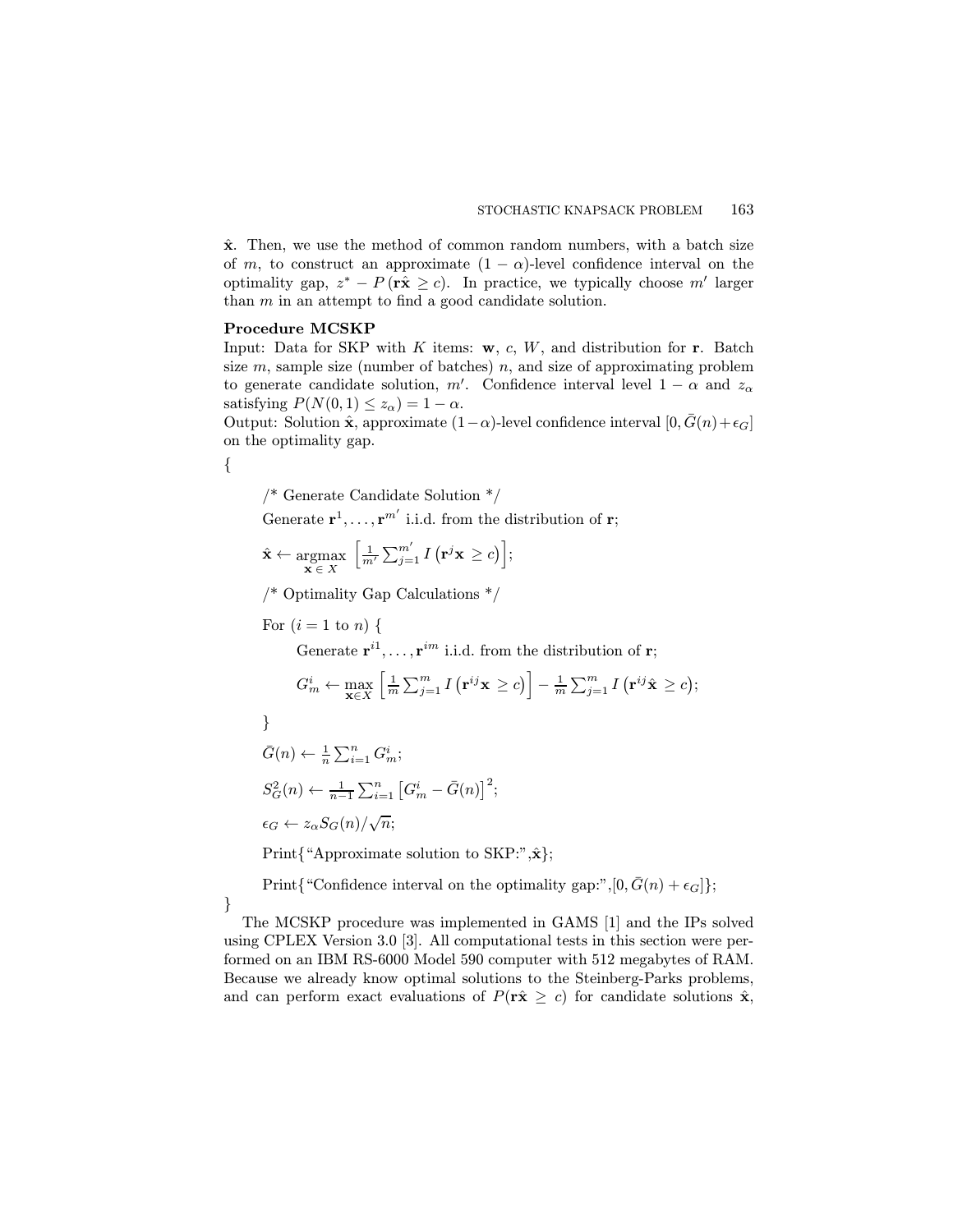$\hat{\mathbf{x}}$. Then, we use the method of common random numbers, with a batch size of $m$, to construct an approximate $(1-\alpha)$-level confidence interval on the optimality gap, $z^* - P(\mathbf{r}\hat{\mathbf{x}} \geq c)$. In practice, we typically choose $m'$ larger than $m$ in an attempt to find a good candidate solution.

**Procedure MCSKP**

Input: Data for SKP with $K$ items: $\mathbf{w}$, $c$, $W$, and distribution for $\mathbf{r}$. Batch size $m$, sample size (number of batches) $n$, and size of approximating problem to generate candidate solution, $m'$. Confidence interval level $1-\alpha$ and $z_\alpha$ satisfying $P(N(0,1) \leq z_\alpha) = 1-\alpha$.

Output: Solution $\hat{\mathbf{x}}$, approximate $(1-\alpha)$-level confidence interval $[0, \bar{G}(n) + \epsilon_G]$ on the optimality gap.

{

/* Generate Candidate Solution */

Generate $\mathbf{r}^1, \ldots, \mathbf{r}^{m'}$ i.i.d. from the distribution of $\mathbf{r}$;

$\hat{\mathbf{x}} \leftarrow \underset{\mathbf{x} \in X}{\operatorname{argmax}} \left[\frac{1}{m'} \sum_{j=1}^{m'} I\left(\mathbf{r}^j \mathbf{x} \geq c\right)\right];$

/* Optimality Gap Calculations */

For $(i = 1$ to $n)$ {

Generate $\mathbf{r}^{i1}, \ldots, \mathbf{r}^{im}$ i.i.d. from the distribution of $\mathbf{r}$;

$G_m^i \leftarrow \max_{\mathbf{x} \in X} \left[\frac{1}{m} \sum_{j=1}^{m} I\left(\mathbf{r}^{ij} \mathbf{x} \geq c\right)\right] - \frac{1}{m} \sum_{j=1}^{m} I\left(\mathbf{r}^{ij} \hat{\mathbf{x}} \geq c\right);$

}

$\bar{G}(n) \leftarrow \frac{1}{n} \sum_{i=1}^{n} G_m^i;$

$S_G^2(n) \leftarrow \frac{1}{n-1} \sum_{i=1}^{n} \left[G_m^i - \bar{G}(n)\right]^2;$

$\epsilon_G \leftarrow z_\alpha S_G(n)/\sqrt{n};$

Print{"Approximate solution to SKP:",$\hat{\mathbf{x}}$};

Print{"Confidence interval on the optimality gap:",$[0, \bar{G}(n) + \epsilon_G]$};

}

The MCSKP procedure was implemented in GAMS [1] and the IPs solved using CPLEX Version 3.0 [3]. All computational tests in this section were performed on an IBM RS-6000 Model 590 computer with 512 megabytes of RAM. Because we already know optimal solutions to the Steinberg-Parks problems, and can perform exact evaluations of $P(\mathbf{r}\hat{\mathbf{x}} \geq c)$ for candidate solutions $\hat{\mathbf{x}}$,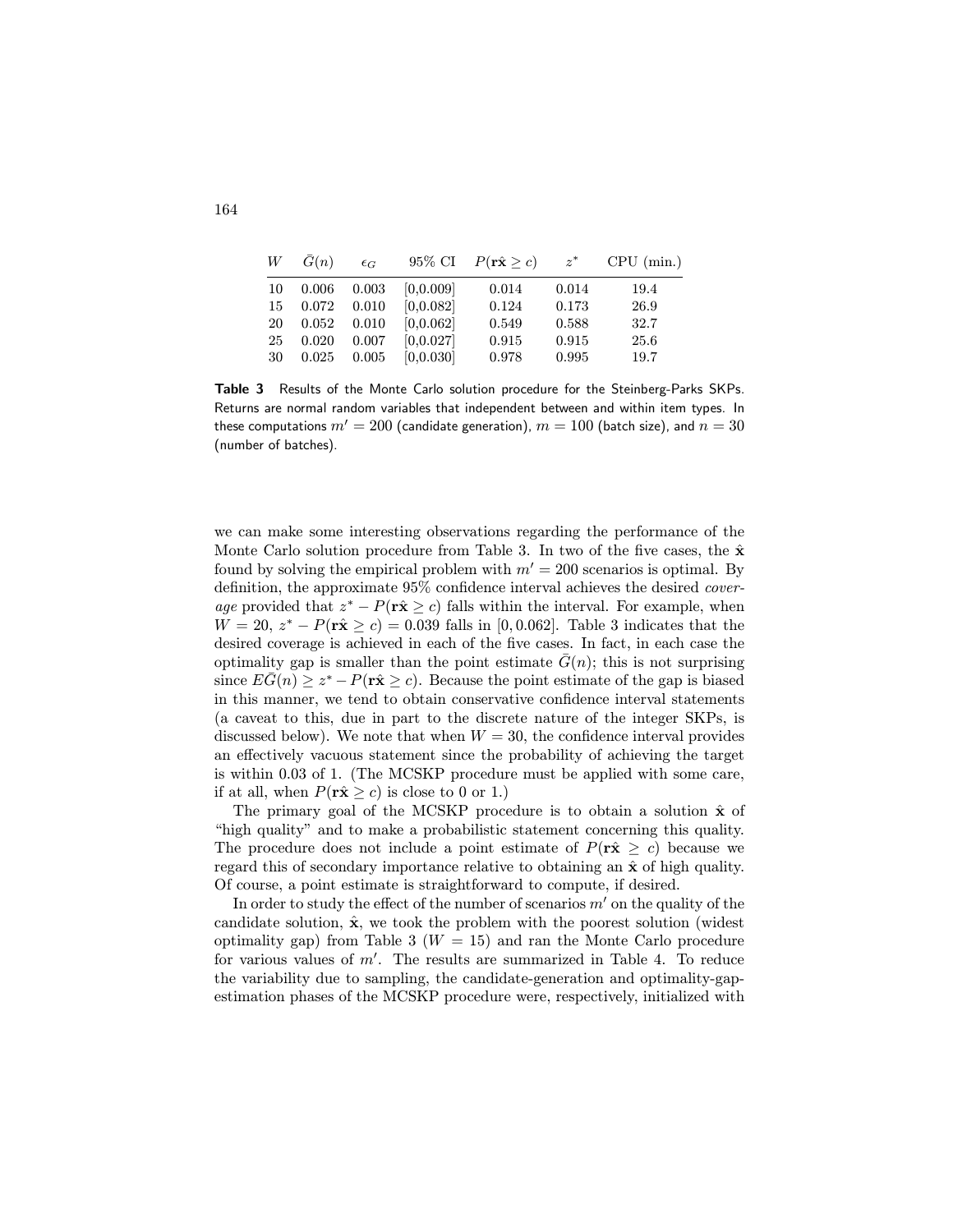| $W$ | $\bar{G}(n)$ | $\epsilon_G$ | 95% CI | $P(\mathbf{r}\hat{\mathbf{x}} \geq c)$ | $z^*$ | CPU (min.) |
|---|---|---|---|---|---|---|
| 10 | 0.006 | 0.003 | [0,0.009] | 0.014 | 0.014 | 19.4 |
| 15 | 0.072 | 0.010 | [0,0.082] | 0.124 | 0.173 | 26.9 |
| 20 | 0.052 | 0.010 | [0,0.062] | 0.549 | 0.588 | 32.7 |
| 25 | 0.020 | 0.007 | [0,0.027] | 0.915 | 0.915 | 25.6 |
| 30 | 0.025 | 0.005 | [0,0.030] | 0.978 | 0.995 | 19.7 |

**Table 3** Results of the Monte Carlo solution procedure for the Steinberg-Parks SKPs. Returns are normal random variables that independent between and within item types. In these computations $m' = 200$ (candidate generation), $m = 100$ (batch size), and $n = 30$ (number of batches).

we can make some interesting observations regarding the performance of the Monte Carlo solution procedure from Table 3. In two of the five cases, the $\hat{\mathbf{x}}$ found by solving the empirical problem with $m' = 200$ scenarios is optimal. By definition, the approximate 95% confidence interval achieves the desired *coverage* provided that $z^* - P(\mathbf{r}\hat{\mathbf{x}} \geq c)$ falls within the interval. For example, when $W = 20$, $z^* - P(\mathbf{r}\hat{\mathbf{x}} \geq c) = 0.039$ falls in $[0, 0.062]$. Table 3 indicates that the desired coverage is achieved in each of the five cases. In fact, in each case the optimality gap is smaller than the point estimate $\bar{G}(n)$; this is not surprising since $E\bar{G}(n) \geq z^* - P(\mathbf{r}\hat{\mathbf{x}} \geq c)$. Because the point estimate of the gap is biased in this manner, we tend to obtain conservative confidence interval statements (a caveat to this, due in part to the discrete nature of the integer SKPs, is discussed below). We note that when $W = 30$, the confidence interval provides an effectively vacuous statement since the probability of achieving the target is within 0.03 of 1. (The MCSKP procedure must be applied with some care, if at all, when $P(\mathbf{r}\hat{\mathbf{x}} \geq c)$ is close to 0 or 1.)

The primary goal of the MCSKP procedure is to obtain a solution $\hat{\mathbf{x}}$ of "high quality" and to make a probabilistic statement concerning this quality. The procedure does not include a point estimate of $P(\mathbf{r}\hat{\mathbf{x}} \geq c)$ because we regard this of secondary importance relative to obtaining an $\hat{\mathbf{x}}$ of high quality. Of course, a point estimate is straightforward to compute, if desired.

In order to study the effect of the number of scenarios $m'$ on the quality of the candidate solution, $\hat{\mathbf{x}}$, we took the problem with the poorest solution (widest optimality gap) from Table 3 ($W = 15$) and ran the Monte Carlo procedure for various values of $m'$. The results are summarized in Table 4. To reduce the variability due to sampling, the candidate-generation and optimality-gap-estimation phases of the MCSKP procedure were, respectively, initialized with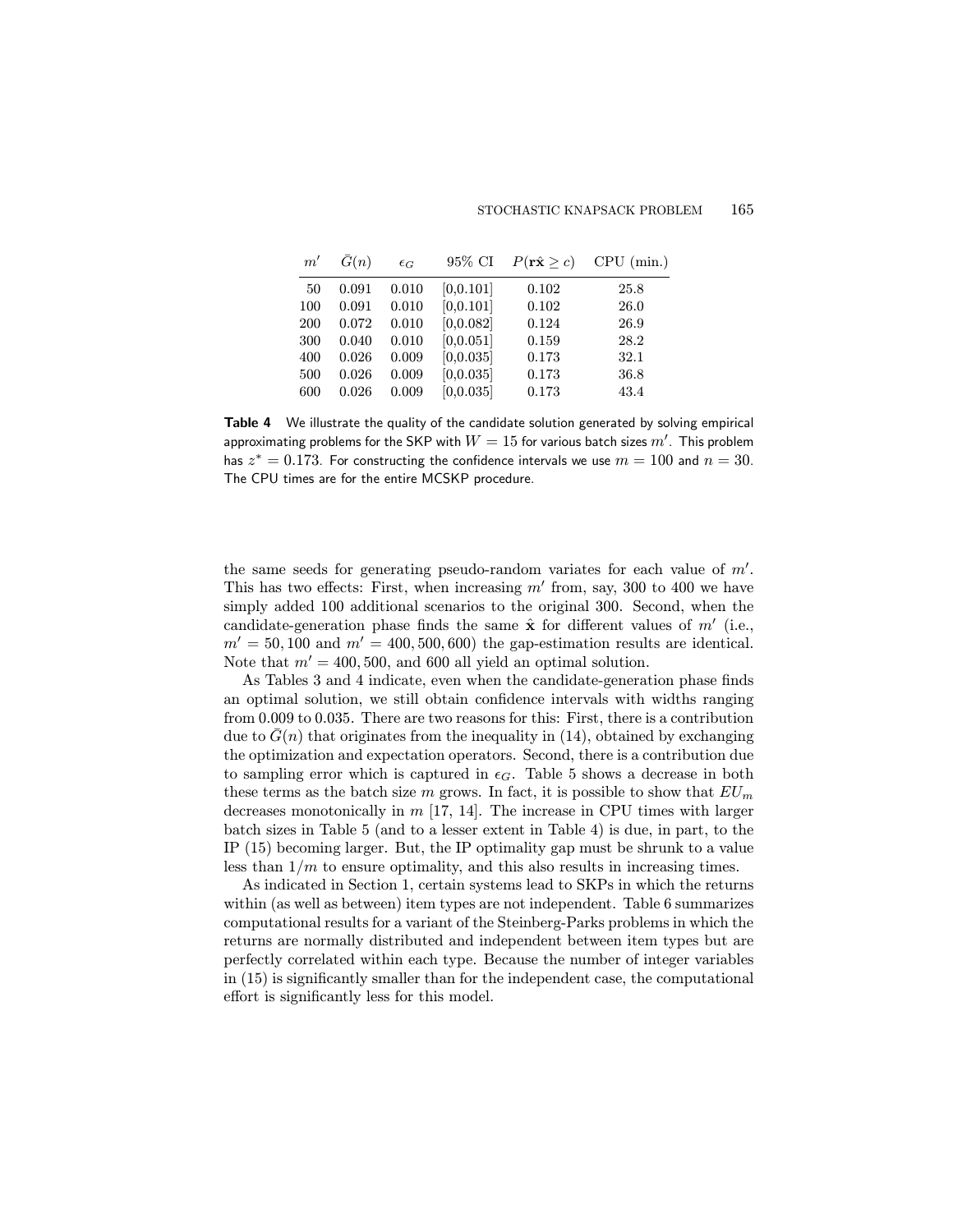| $m'$ | $\bar{G}(n)$ | $\epsilon_G$ | 95% CI | $P(\mathbf{r}\hat{\mathbf{x}} \geq c)$ | CPU (min.) |
|---|---|---|---|---|---|
| 50 | 0.091 | 0.010 | [0,0.101] | 0.102 | 25.8 |
| 100 | 0.091 | 0.010 | [0,0.101] | 0.102 | 26.0 |
| 200 | 0.072 | 0.010 | [0,0.082] | 0.124 | 26.9 |
| 300 | 0.040 | 0.010 | [0,0.051] | 0.159 | 28.2 |
| 400 | 0.026 | 0.009 | [0,0.035] | 0.173 | 32.1 |
| 500 | 0.026 | 0.009 | [0,0.035] | 0.173 | 36.8 |
| 600 | 0.026 | 0.009 | [0,0.035] | 0.173 | 43.4 |

**Table 4** We illustrate the quality of the candidate solution generated by solving empirical approximating problems for the SKP with $W = 15$ for various batch sizes $m'$. This problem has $z^* = 0.173$. For constructing the confidence intervals we use $m = 100$ and $n = 30$. The CPU times are for the entire MCSKP procedure.

the same seeds for generating pseudo-random variates for each value of $m'$. This has two effects: First, when increasing $m'$ from, say, 300 to 400 we have simply added 100 additional scenarios to the original 300. Second, when the candidate-generation phase finds the same $\hat{\mathbf{x}}$ for different values of $m'$ (i.e., $m' = 50, 100$ and $m' = 400, 500, 600$) the gap-estimation results are identical. Note that $m' = 400, 500$, and 600 all yield an optimal solution.

As Tables 3 and 4 indicate, even when the candidate-generation phase finds an optimal solution, we still obtain confidence intervals with widths ranging from 0.009 to 0.035. There are two reasons for this: First, there is a contribution due to $\bar{G}(n)$ that originates from the inequality in (14), obtained by exchanging the optimization and expectation operators. Second, there is a contribution due to sampling error which is captured in $\epsilon_G$. Table 5 shows a decrease in both these terms as the batch size $m$ grows. In fact, it is possible to show that $EU_m$ decreases monotonically in $m$ [17, 14]. The increase in CPU times with larger batch sizes in Table 5 (and to a lesser extent in Table 4) is due, in part, to the IP (15) becoming larger. But, the IP optimality gap must be shrunk to a value less than $1/m$ to ensure optimality, and this also results in increasing times.

As indicated in Section 1, certain systems lead to SKPs in which the returns within (as well as between) item types are not independent. Table 6 summarizes computational results for a variant of the Steinberg-Parks problems in which the returns are normally distributed and independent between item types but are perfectly correlated within each type. Because the number of integer variables in (15) is significantly smaller than for the independent case, the computational effort is significantly less for this model.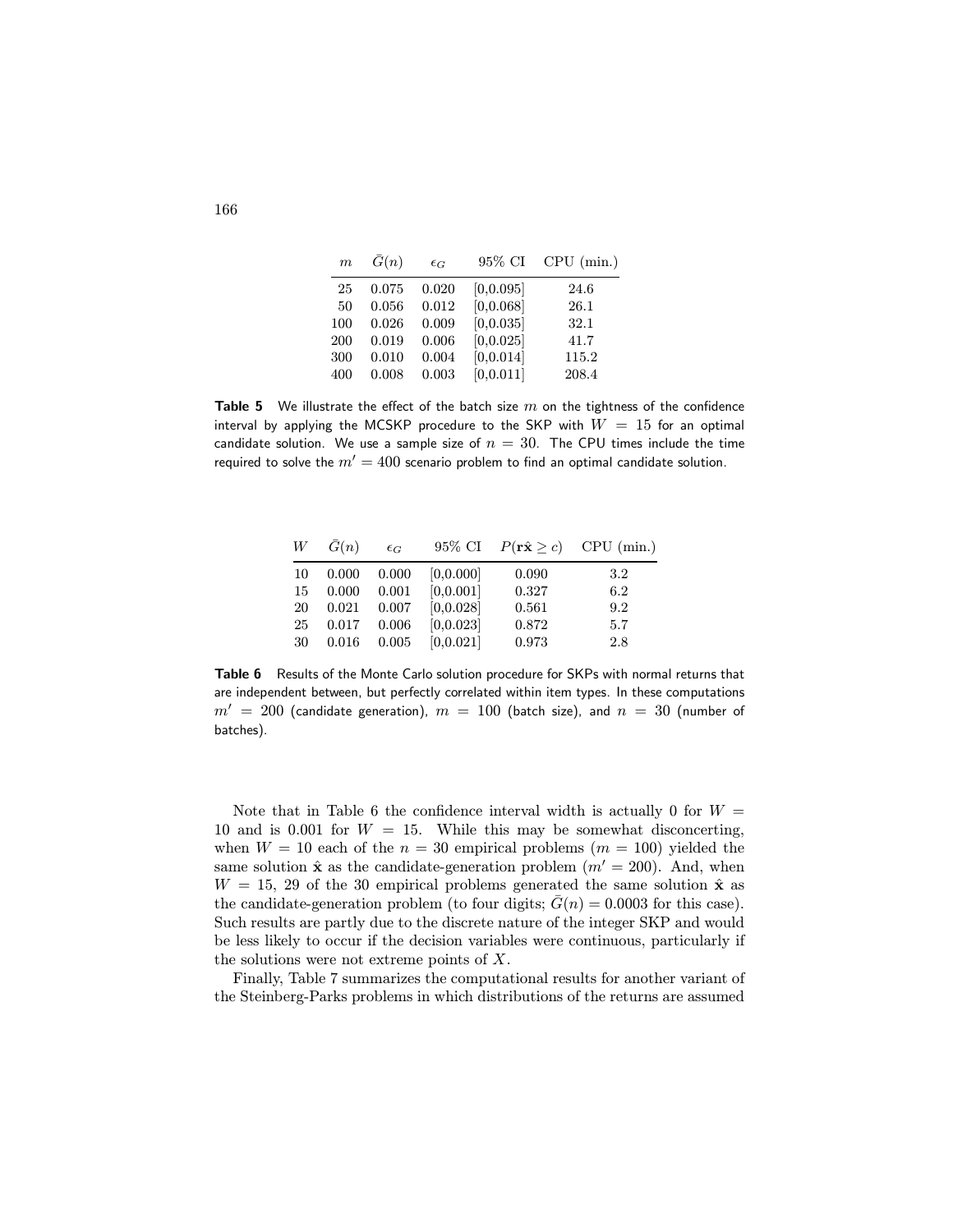| $m$ | $\bar{G}(n)$ | $\epsilon_G$ | 95% CI | CPU (min.) |
|---|---|---|---|---|
| 25 | 0.075 | 0.020 | [0,0.095] | 24.6 |
| 50 | 0.056 | 0.012 | [0,0.068] | 26.1 |
| 100 | 0.026 | 0.009 | [0,0.035] | 32.1 |
| 200 | 0.019 | 0.006 | [0,0.025] | 41.7 |
| 300 | 0.010 | 0.004 | [0,0.014] | 115.2 |
| 400 | 0.008 | 0.003 | [0,0.011] | 208.4 |

**Table 5** We illustrate the effect of the batch size $m$ on the tightness of the confidence interval by applying the MCSKP procedure to the SKP with $W = 15$ for an optimal candidate solution. We use a sample size of $n = 30$. The CPU times include the time required to solve the $m' = 400$ scenario problem to find an optimal candidate solution.

| $W$ | $\bar{G}(n)$ | $\epsilon_G$ | 95% CI | $P(\mathbf{r}\hat{\mathbf{x}} \geq c)$ | CPU (min.) |
|---|---|---|---|---|---|
| 10 | 0.000 | 0.000 | [0,0.000] | 0.090 | 3.2 |
| 15 | 0.000 | 0.001 | [0,0.001] | 0.327 | 6.2 |
| 20 | 0.021 | 0.007 | [0,0.028] | 0.561 | 9.2 |
| 25 | 0.017 | 0.006 | [0,0.023] | 0.872 | 5.7 |
| 30 | 0.016 | 0.005 | [0,0.021] | 0.973 | 2.8 |

**Table 6** Results of the Monte Carlo solution procedure for SKPs with normal returns that are independent between, but perfectly correlated within item types. In these computations $m' = 200$ (candidate generation), $m = 100$ (batch size), and $n = 30$ (number of batches).

Note that in Table 6 the confidence interval width is actually 0 for $W = 10$ and is 0.001 for $W = 15$. While this may be somewhat disconcerting, when $W = 10$ each of the $n = 30$ empirical problems ($m = 100$) yielded the same solution $\hat{\mathbf{x}}$ as the candidate-generation problem ($m' = 200$). And, when $W = 15$, 29 of the 30 empirical problems generated the same solution $\hat{\mathbf{x}}$ as the candidate-generation problem (to four digits; $\bar{G}(n) = 0.0003$ for this case). Such results are partly due to the discrete nature of the integer SKP and would be less likely to occur if the decision variables were continuous, particularly if the solutions were not extreme points of $X$.

Finally, Table 7 summarizes the computational results for another variant of the Steinberg-Parks problems in which distributions of the returns are assumed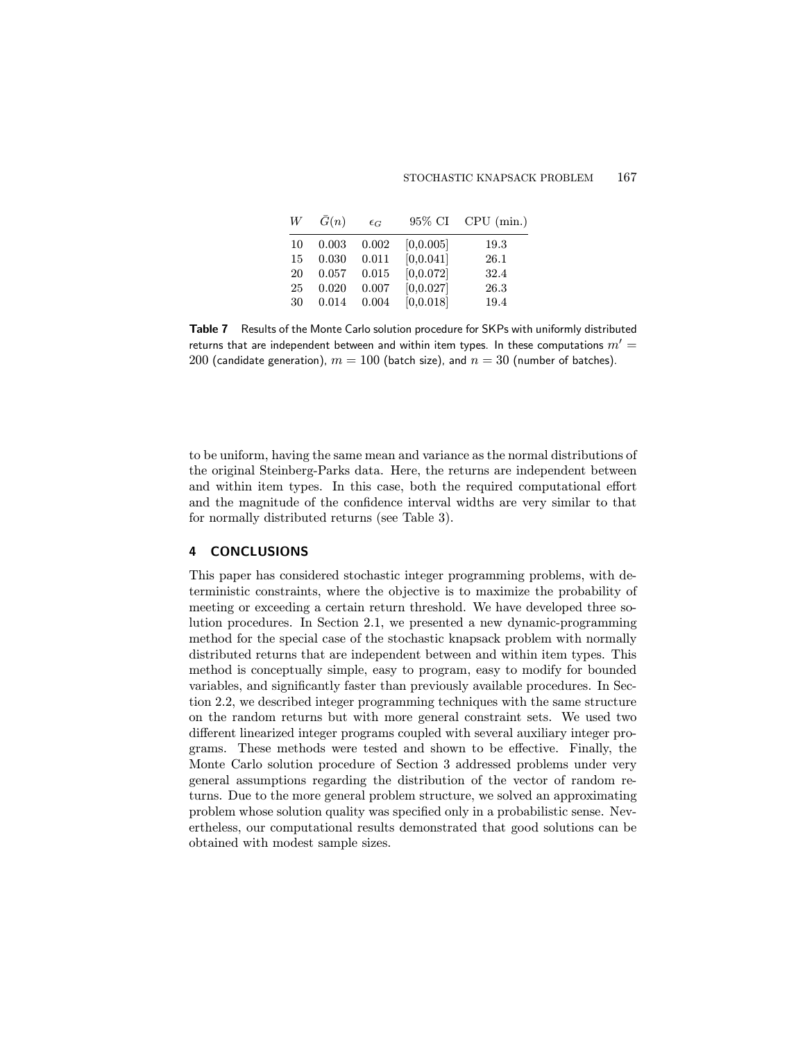| $W$ | $\bar{G}(n)$ | $\epsilon_G$ | 95% CI | CPU (min.) |
|---|---|---|---|---|
| 10 | 0.003 | 0.002 | [0,0.005] | 19.3 |
| 15 | 0.030 | 0.011 | [0,0.041] | 26.1 |
| 20 | 0.057 | 0.015 | [0,0.072] | 32.4 |
| 25 | 0.020 | 0.007 | [0,0.027] | 26.3 |
| 30 | 0.014 | 0.004 | [0,0.018] | 19.4 |

**Table 7** Results of the Monte Carlo solution procedure for SKPs with uniformly distributed returns that are independent between and within item types. In these computations $m' = 200$ (candidate generation), $m = 100$ (batch size), and $n = 30$ (number of batches).

to be uniform, having the same mean and variance as the normal distributions of the original Steinberg-Parks data. Here, the returns are independent between and within item types. In this case, both the required computational effort and the magnitude of the confidence interval widths are very similar to that for normally distributed returns (see Table 3).

## 4 CONCLUSIONS

This paper has considered stochastic integer programming problems, with deterministic constraints, where the objective is to maximize the probability of meeting or exceeding a certain return threshold. We have developed three solution procedures. In Section 2.1, we presented a new dynamic-programming method for the special case of the stochastic knapsack problem with normally distributed returns that are independent between and within item types. This method is conceptually simple, easy to program, easy to modify for bounded variables, and significantly faster than previously available procedures. In Section 2.2, we described integer programming techniques with the same structure on the random returns but with more general constraint sets. We used two different linearized integer programs coupled with several auxiliary integer programs. These methods were tested and shown to be effective. Finally, the Monte Carlo solution procedure of Section 3 addressed problems under very general assumptions regarding the distribution of the vector of random returns. Due to the more general problem structure, we solved an approximating problem whose solution quality was specified only in a probabilistic sense. Nevertheless, our computational results demonstrated that good solutions can be obtained with modest sample sizes.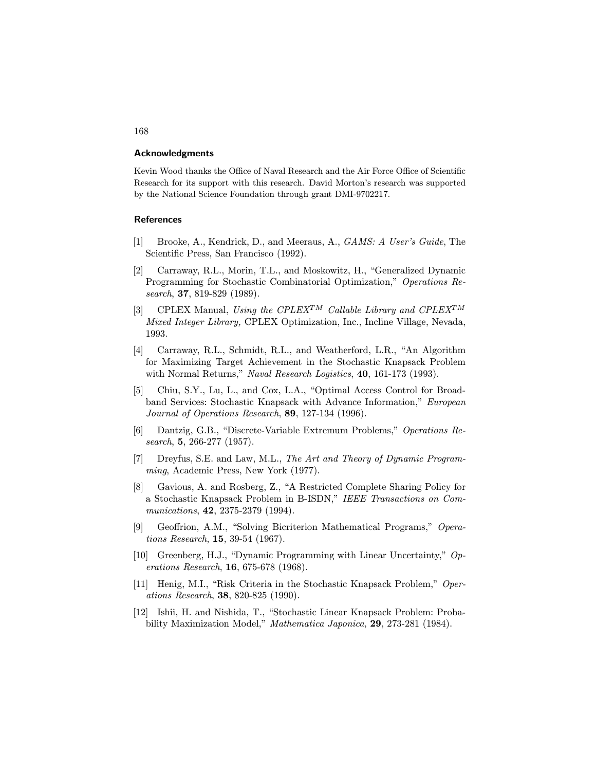## Acknowledgments

Kevin Wood thanks the Office of Naval Research and the Air Force Office of Scientific Research for its support with this research. David Morton's research was supported by the National Science Foundation through grant DMI-9702217.

## References

[1] Brooke, A., Kendrick, D., and Meeraus, A., *GAMS: A User's Guide*, The Scientific Press, San Francisco (1992).

[2] Carraway, R.L., Morin, T.L., and Moskowitz, H., "Generalized Dynamic Programming for Stochastic Combinatorial Optimization," *Operations Research*, **37**, 819-829 (1989).

[3] CPLEX Manual, *Using the CPLEX$^{TM}$ Callable Library and CPLEX$^{TM}$ Mixed Integer Library,* CPLEX Optimization, Inc., Incline Village, Nevada, 1993.

[4] Carraway, R.L., Schmidt, R.L., and Weatherford, L.R., "An Algorithm for Maximizing Target Achievement in the Stochastic Knapsack Problem with Normal Returns," *Naval Research Logistics*, **40**, 161-173 (1993).

[5] Chiu, S.Y., Lu, L., and Cox, L.A., "Optimal Access Control for Broadband Services: Stochastic Knapsack with Advance Information," *European Journal of Operations Research*, **89**, 127-134 (1996).

[6] Dantzig, G.B., "Discrete-Variable Extremum Problems," *Operations Research*, **5**, 266-277 (1957).

[7] Dreyfus, S.E. and Law, M.L., *The Art and Theory of Dynamic Programming*, Academic Press, New York (1977).

[8] Gavious, A. and Rosberg, Z., "A Restricted Complete Sharing Policy for a Stochastic Knapsack Problem in B-ISDN," *IEEE Transactions on Communications*, **42**, 2375-2379 (1994).

[9] Geoffrion, A.M., "Solving Bicriterion Mathematical Programs," *Operations Research*, **15**, 39-54 (1967).

[10] Greenberg, H.J., "Dynamic Programming with Linear Uncertainty," *Operations Research*, **16**, 675-678 (1968).

[11] Henig, M.I., "Risk Criteria in the Stochastic Knapsack Problem," *Operations Research*, **38**, 820-825 (1990).

[12] Ishii, H. and Nishida, T., "Stochastic Linear Knapsack Problem: Probability Maximization Model," *Mathematica Japonica*, **29**, 273-281 (1984).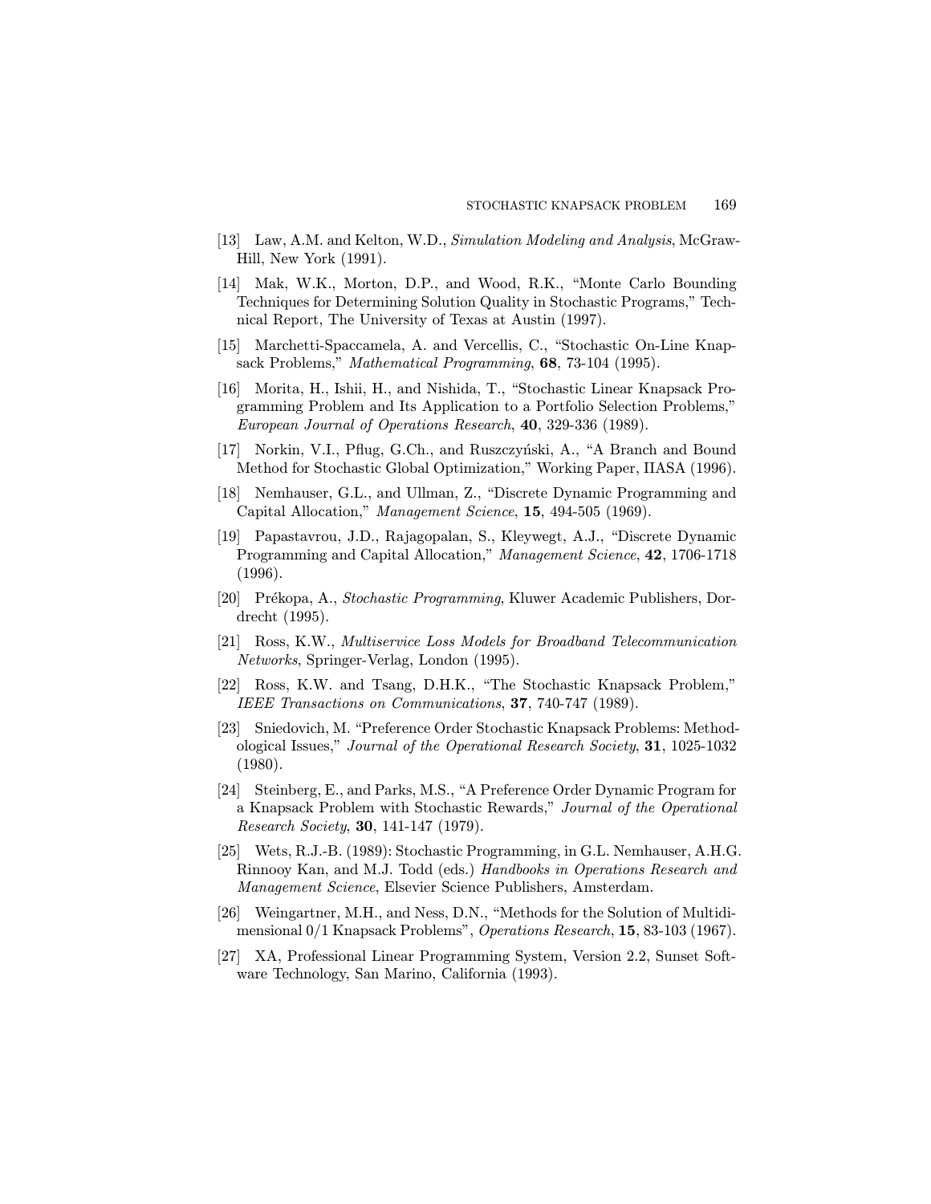[13] Law, A.M. and Kelton, W.D., *Simulation Modeling and Analysis*, McGraw-Hill, New York (1991).

[14] Mak, W.K., Morton, D.P., and Wood, R.K., "Monte Carlo Bounding Techniques for Determining Solution Quality in Stochastic Programs," Technical Report, The University of Texas at Austin (1997).

[15] Marchetti-Spaccamela, A. and Vercellis, C., "Stochastic On-Line Knapsack Problems," *Mathematical Programming*, **68**, 73-104 (1995).

[16] Morita, H., Ishii, H., and Nishida, T., "Stochastic Linear Knapsack Programming Problem and Its Application to a Portfolio Selection Problems," *European Journal of Operations Research*, **40**, 329-336 (1989).

[17] Norkin, V.I., Pflug, G.Ch., and Ruszczyński, A., "A Branch and Bound Method for Stochastic Global Optimization," Working Paper, IIASA (1996).

[18] Nemhauser, G.L., and Ullman, Z., "Discrete Dynamic Programming and Capital Allocation," *Management Science*, **15**, 494-505 (1969).

[19] Papastavrou, J.D., Rajagopalan, S., Kleywegt, A.J., "Discrete Dynamic Programming and Capital Allocation," *Management Science*, **42**, 1706-1718 (1996).

[20] Prékopa, A., *Stochastic Programming*, Kluwer Academic Publishers, Dordrecht (1995).

[21] Ross, K.W., *Multiservice Loss Models for Broadband Telecommunication Networks*, Springer-Verlag, London (1995).

[22] Ross, K.W. and Tsang, D.H.K., "The Stochastic Knapsack Problem," *IEEE Transactions on Communications*, **37**, 740-747 (1989).

[23] Sniedovich, M. "Preference Order Stochastic Knapsack Problems: Methodological Issues," *Journal of the Operational Research Society*, **31**, 1025-1032 (1980).

[24] Steinberg, E., and Parks, M.S., "A Preference Order Dynamic Program for a Knapsack Problem with Stochastic Rewards," *Journal of the Operational Research Society*, **30**, 141-147 (1979).

[25] Wets, R.J.-B. (1989): Stochastic Programming, in G.L. Nemhauser, A.H.G. Rinnooy Kan, and M.J. Todd (eds.) *Handbooks in Operations Research and Management Science*, Elsevier Science Publishers, Amsterdam.

[26] Weingartner, M.H., and Ness, D.N., "Methods for the Solution of Multidimensional 0/1 Knapsack Problems", *Operations Research*, **15**, 83-103 (1967).

[27] XA, Professional Linear Programming System, Version 2.2, Sunset Software Technology, San Marino, California (1993).